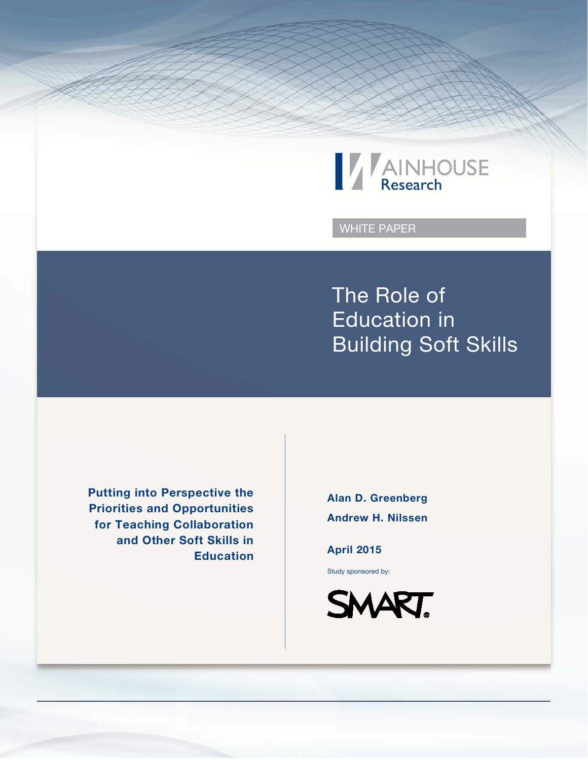WAINHOUSE Research

WHITE PAPER

# The Role of Education in Building Soft Skills

**Putting into Perspective the Priorities and Opportunities for Teaching Collaboration and Other Soft Skills in Education**

**Alan D. Greenberg**

**Andrew H. Nilssen**

**April 2015**

Study sponsored by:

SMART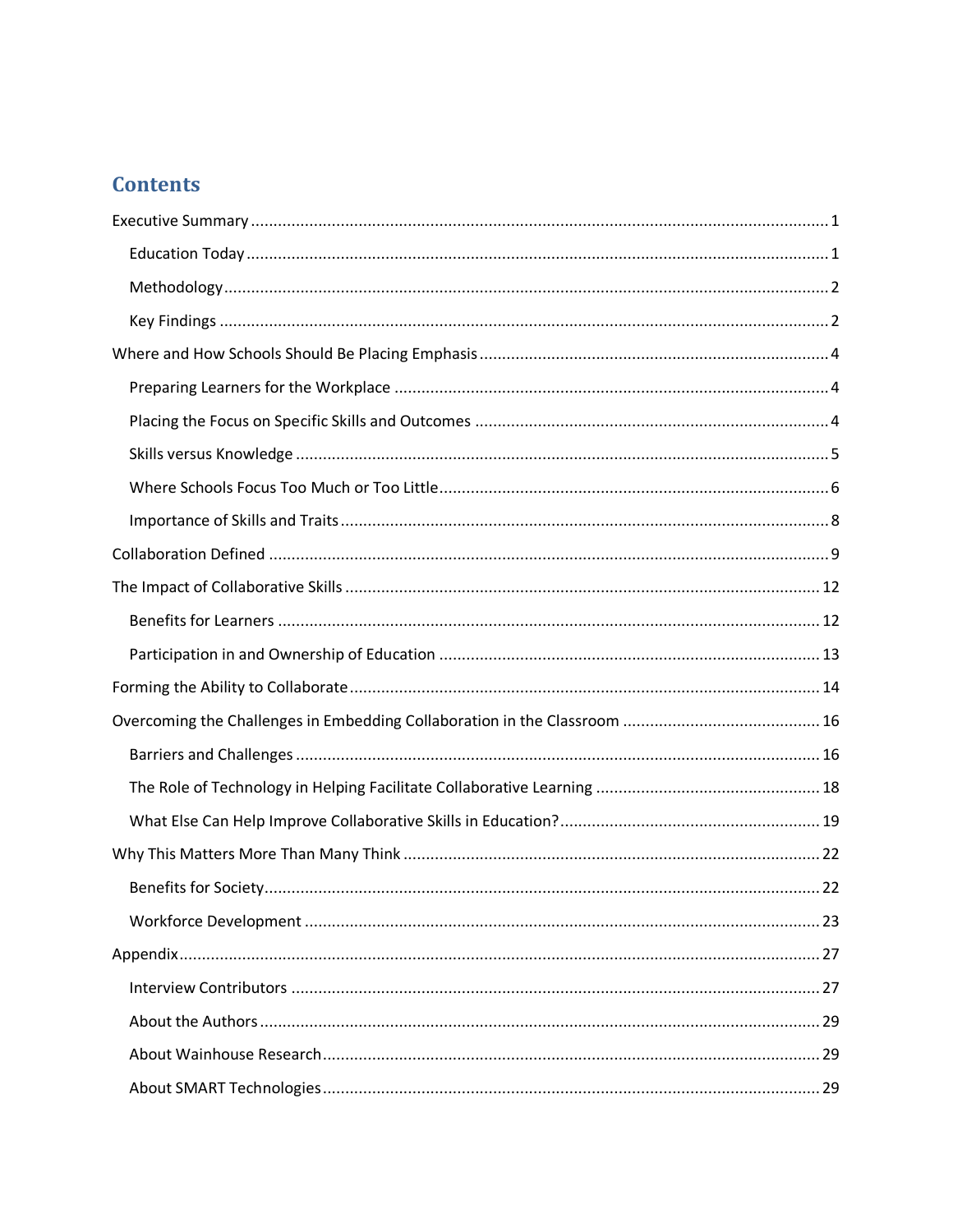## Contents

- Executive Summary ........ 1
  - Education Today ........ 1
  - Methodology ........ 2
  - Key Findings ........ 2
- Where and How Schools Should Be Placing Emphasis ........ 4
  - Preparing Learners for the Workplace ........ 4
  - Placing the Focus on Specific Skills and Outcomes ........ 4
  - Skills versus Knowledge ........ 5
  - Where Schools Focus Too Much or Too Little ........ 6
  - Importance of Skills and Traits ........ 8
- Collaboration Defined ........ 9
- The Impact of Collaborative Skills ........ 12
  - Benefits for Learners ........ 12
  - Participation in and Ownership of Education ........ 13
- Forming the Ability to Collaborate ........ 14
- Overcoming the Challenges in Embedding Collaboration in the Classroom ........ 16
  - Barriers and Challenges ........ 16
  - The Role of Technology in Helping Facilitate Collaborative Learning ........ 18
  - What Else Can Help Improve Collaborative Skills in Education? ........ 19
- Why This Matters More Than Many Think ........ 22
  - Benefits for Society ........ 22
  - Workforce Development ........ 23
- Appendix ........ 27
  - Interview Contributors ........ 27
  - About the Authors ........ 29
  - About Wainhouse Research ........ 29
  - About SMART Technologies ........ 29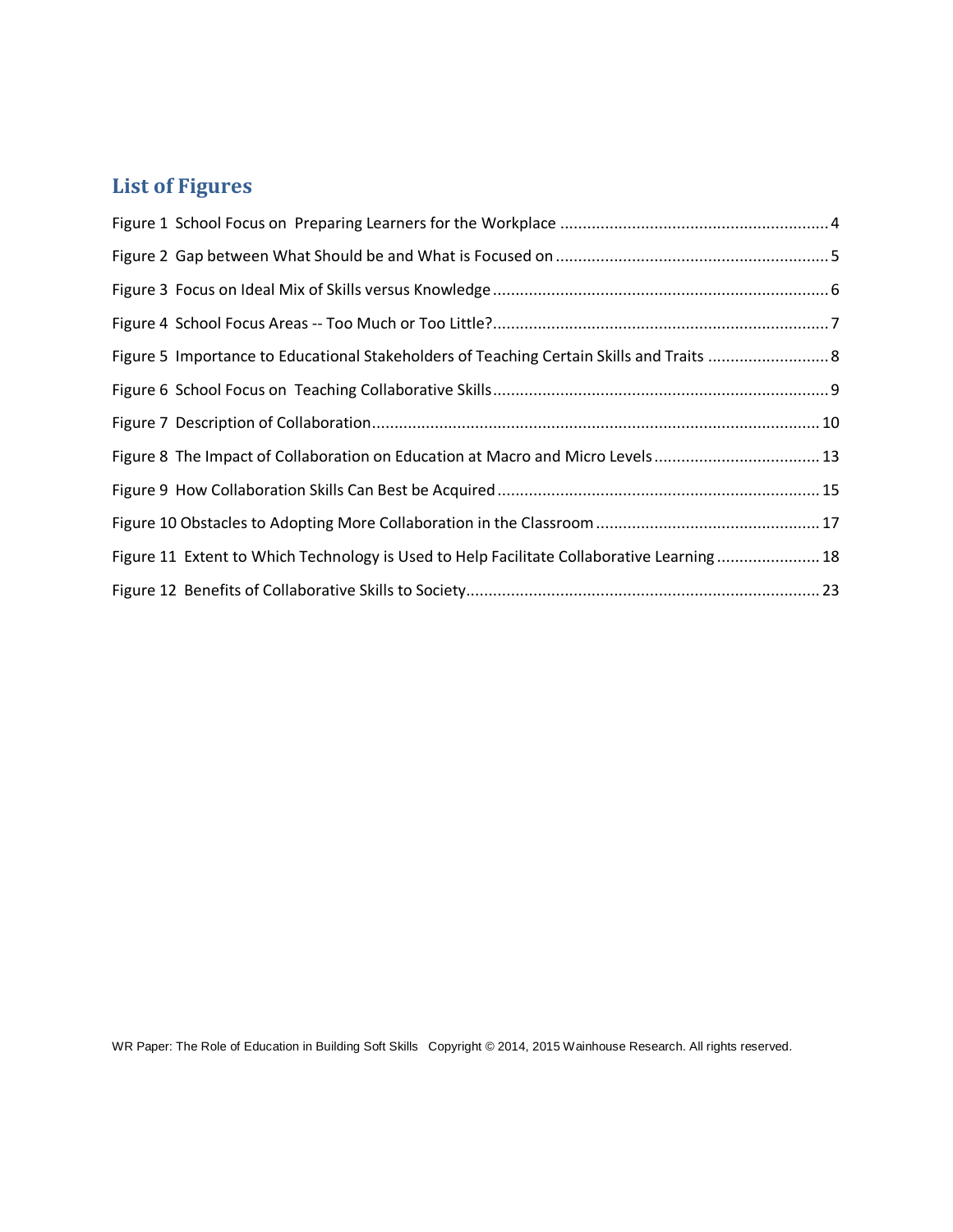## List of Figures

Figure 1 School Focus on Preparing Learners for the Workplace ........................................................... 4

Figure 2 Gap between What Should be and What is Focused on ........................................................... 5

Figure 3 Focus on Ideal Mix of Skills versus Knowledge .......................................................................... 6

Figure 4 School Focus Areas -- Too Much or Too Little?.......................................................................... 7

Figure 5 Importance to Educational Stakeholders of Teaching Certain Skills and Traits ........................... 8

Figure 6 School Focus on Teaching Collaborative Skills............................................................................ 9

Figure 7 Description of Collaboration.................................................................................................... 10

Figure 8 The Impact of Collaboration on Education at Macro and Micro Levels ..................................... 13

Figure 9 How Collaboration Skills Can Best be Acquired ........................................................................ 15

Figure 10 Obstacles to Adopting More Collaboration in the Classroom .................................................. 17

Figure 11 Extent to Which Technology is Used to Help Facilitate Collaborative Learning ....................... 18

Figure 12 Benefits of Collaborative Skills to Society................................................................................ 23

WR Paper: The Role of Education in Building Soft Skills Copyright © 2014, 2015 Wainhouse Research. All rights reserved.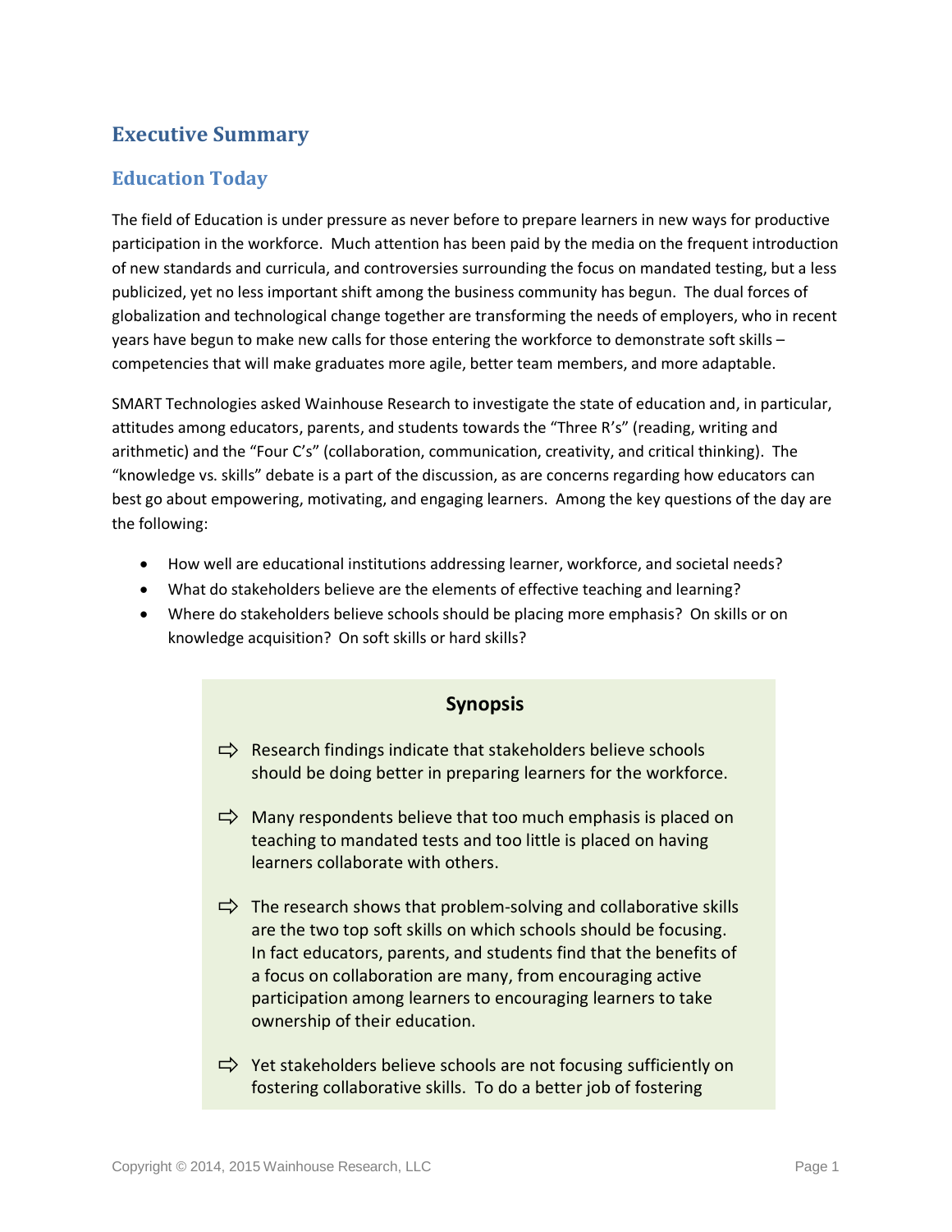# Executive Summary

## Education Today

The field of Education is under pressure as never before to prepare learners in new ways for productive participation in the workforce. Much attention has been paid by the media on the frequent introduction of new standards and curricula, and controversies surrounding the focus on mandated testing, but a less publicized, yet no less important shift among the business community has begun. The dual forces of globalization and technological change together are transforming the needs of employers, who in recent years have begun to make new calls for those entering the workforce to demonstrate soft skills – competencies that will make graduates more agile, better team members, and more adaptable.

SMART Technologies asked Wainhouse Research to investigate the state of education and, in particular, attitudes among educators, parents, and students towards the "Three R's" (reading, writing and arithmetic) and the "Four C's" (collaboration, communication, creativity, and critical thinking). The "knowledge vs. skills" debate is a part of the discussion, as are concerns regarding how educators can best go about empowering, motivating, and engaging learners. Among the key questions of the day are the following:

- How well are educational institutions addressing learner, workforce, and societal needs?
- What do stakeholders believe are the elements of effective teaching and learning?
- Where do stakeholders believe schools should be placing more emphasis? On skills or on knowledge acquisition? On soft skills or hard skills?

**Synopsis**

- ⇨ Research findings indicate that stakeholders believe schools should be doing better in preparing learners for the workforce.
- ⇨ Many respondents believe that too much emphasis is placed on teaching to mandated tests and too little is placed on having learners collaborate with others.
- ⇨ The research shows that problem-solving and collaborative skills are the two top soft skills on which schools should be focusing. In fact educators, parents, and students find that the benefits of a focus on collaboration are many, from encouraging active participation among learners to encouraging learners to take ownership of their education.
- ⇨ Yet stakeholders believe schools are not focusing sufficiently on fostering collaborative skills. To do a better job of fostering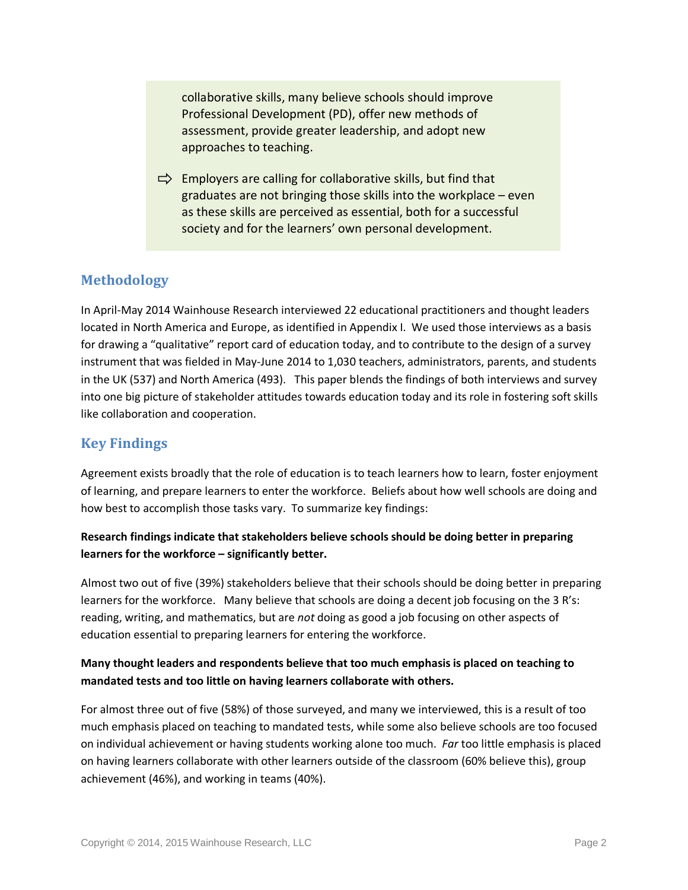collaborative skills, many believe schools should improve Professional Development (PD), offer new methods of assessment, provide greater leadership, and adopt new approaches to teaching.

⇨ Employers are calling for collaborative skills, but find that graduates are not bringing those skills into the workplace – even as these skills are perceived as essential, both for a successful society and for the learners' own personal development.

## Methodology

In April-May 2014 Wainhouse Research interviewed 22 educational practitioners and thought leaders located in North America and Europe, as identified in Appendix I. We used those interviews as a basis for drawing a "qualitative" report card of education today, and to contribute to the design of a survey instrument that was fielded in May-June 2014 to 1,030 teachers, administrators, parents, and students in the UK (537) and North America (493). This paper blends the findings of both interviews and survey into one big picture of stakeholder attitudes towards education today and its role in fostering soft skills like collaboration and cooperation.

## Key Findings

Agreement exists broadly that the role of education is to teach learners how to learn, foster enjoyment of learning, and prepare learners to enter the workforce. Beliefs about how well schools are doing and how best to accomplish those tasks vary. To summarize key findings:

**Research findings indicate that stakeholders believe schools should be doing better in preparing learners for the workforce – significantly better.**

Almost two out of five (39%) stakeholders believe that their schools should be doing better in preparing learners for the workforce. Many believe that schools are doing a decent job focusing on the 3 R's: reading, writing, and mathematics, but are *not* doing as good a job focusing on other aspects of education essential to preparing learners for entering the workforce.

**Many thought leaders and respondents believe that too much emphasis is placed on teaching to mandated tests and too little on having learners collaborate with others.**

For almost three out of five (58%) of those surveyed, and many we interviewed, this is a result of too much emphasis placed on teaching to mandated tests, while some also believe schools are too focused on individual achievement or having students working alone too much. *Far* too little emphasis is placed on having learners collaborate with other learners outside of the classroom (60% believe this), group achievement (46%), and working in teams (40%).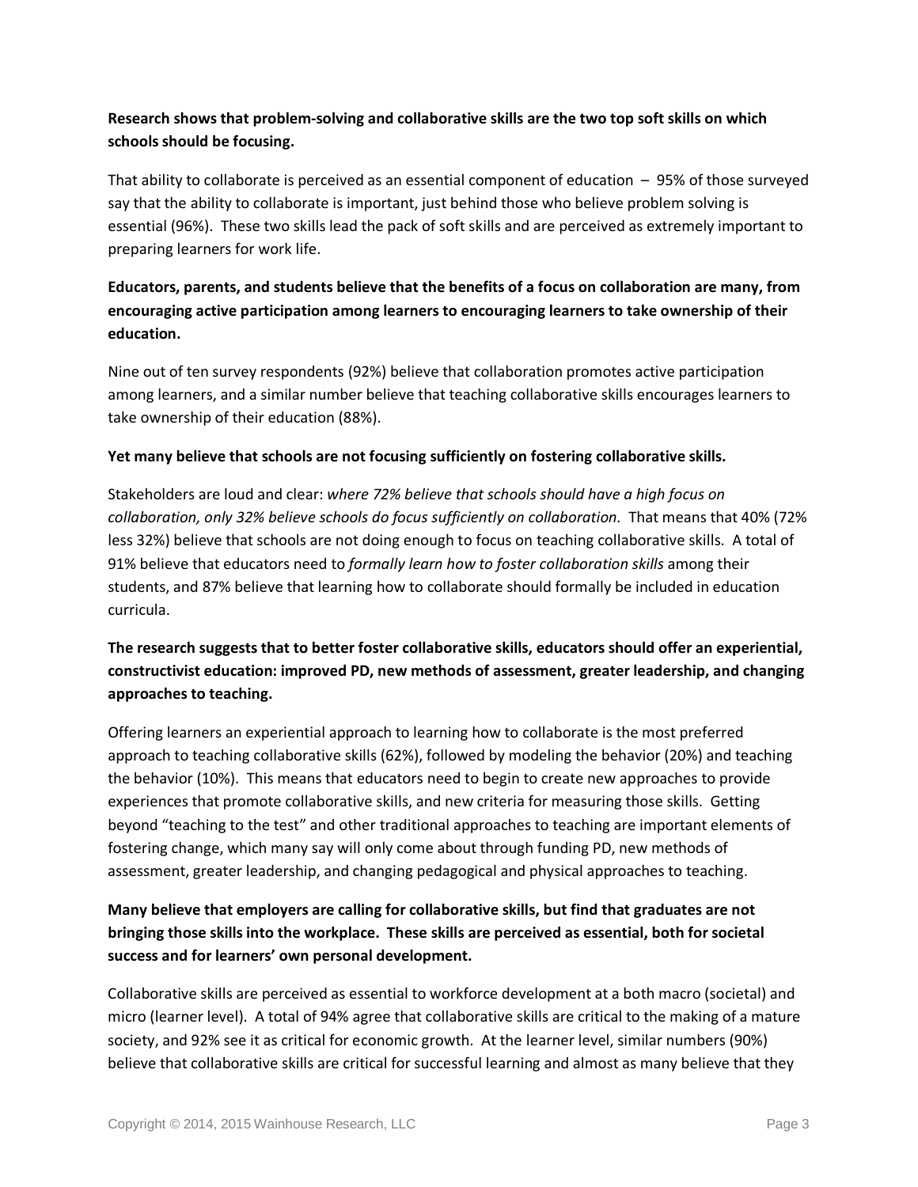**Research shows that problem-solving and collaborative skills are the two top soft skills on which schools should be focusing.**

That ability to collaborate is perceived as an essential component of education – 95% of those surveyed say that the ability to collaborate is important, just behind those who believe problem solving is essential (96%). These two skills lead the pack of soft skills and are perceived as extremely important to preparing learners for work life.

**Educators, parents, and students believe that the benefits of a focus on collaboration are many, from encouraging active participation among learners to encouraging learners to take ownership of their education.**

Nine out of ten survey respondents (92%) believe that collaboration promotes active participation among learners, and a similar number believe that teaching collaborative skills encourages learners to take ownership of their education (88%).

**Yet many believe that schools are not focusing sufficiently on fostering collaborative skills.**

Stakeholders are loud and clear: *where 72% believe that schools should have a high focus on collaboration, only 32% believe schools do focus sufficiently on collaboration.* That means that 40% (72% less 32%) believe that schools are not doing enough to focus on teaching collaborative skills. A total of 91% believe that educators need to *formally learn how to foster collaboration skills* among their students, and 87% believe that learning how to collaborate should formally be included in education curricula.

**The research suggests that to better foster collaborative skills, educators should offer an experiential, constructivist education: improved PD, new methods of assessment, greater leadership, and changing approaches to teaching.**

Offering learners an experiential approach to learning how to collaborate is the most preferred approach to teaching collaborative skills (62%), followed by modeling the behavior (20%) and teaching the behavior (10%). This means that educators need to begin to create new approaches to provide experiences that promote collaborative skills, and new criteria for measuring those skills. Getting beyond "teaching to the test" and other traditional approaches to teaching are important elements of fostering change, which many say will only come about through funding PD, new methods of assessment, greater leadership, and changing pedagogical and physical approaches to teaching.

**Many believe that employers are calling for collaborative skills, but find that graduates are not bringing those skills into the workplace. These skills are perceived as essential, both for societal success and for learners' own personal development.**

Collaborative skills are perceived as essential to workforce development at a both macro (societal) and micro (learner level). A total of 94% agree that collaborative skills are critical to the making of a mature society, and 92% see it as critical for economic growth. At the learner level, similar numbers (90%) believe that collaborative skills are critical for successful learning and almost as many believe that they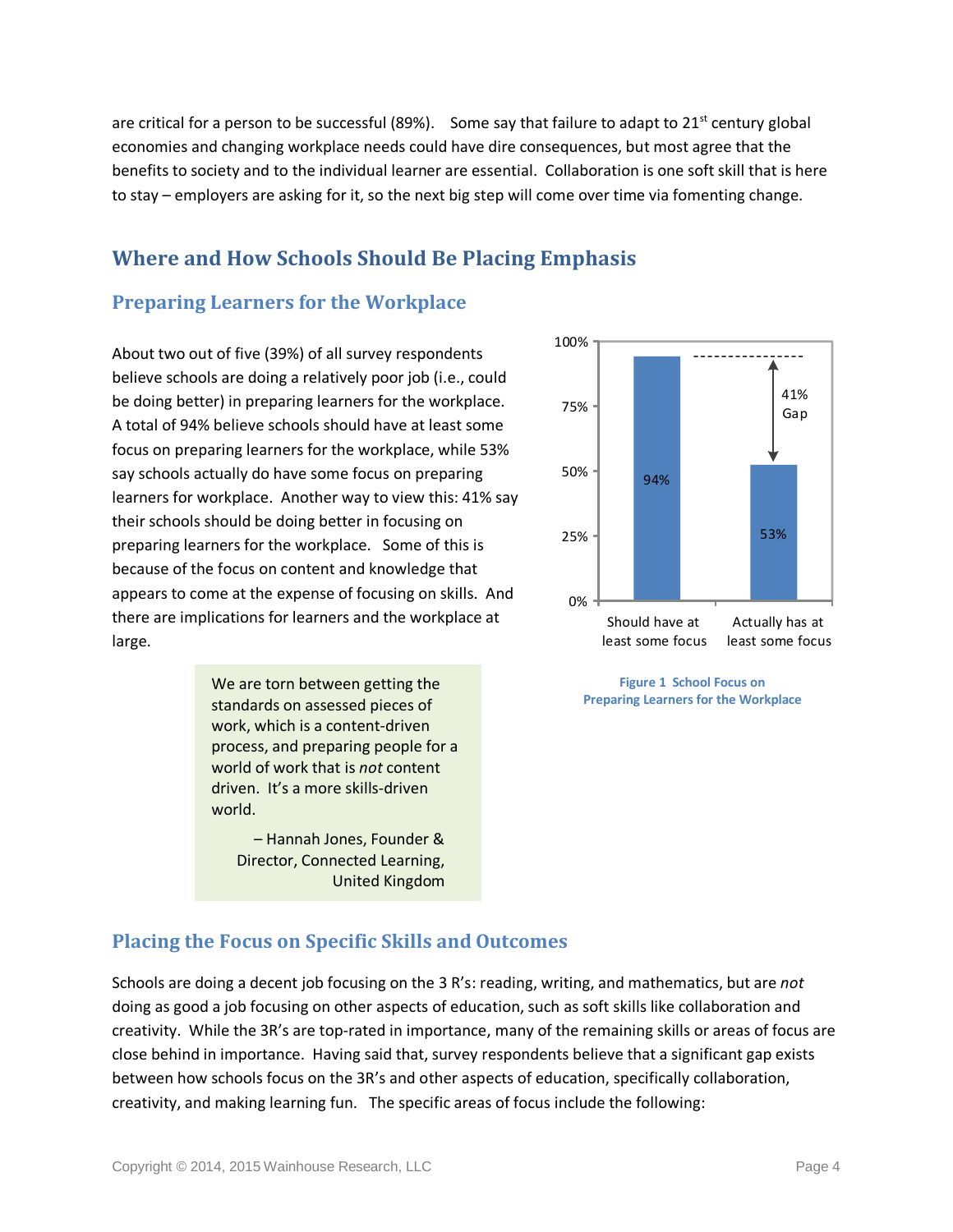are critical for a person to be successful (89%). Some say that failure to adapt to 21st century global economies and changing workplace needs could have dire consequences, but most agree that the benefits to society and to the individual learner are essential. Collaboration is one soft skill that is here to stay – employers are asking for it, so the next big step will come over time via fomenting change.

## Where and How Schools Should Be Placing Emphasis

### Preparing Learners for the Workplace

About two out of five (39%) of all survey respondents believe schools are doing a relatively poor job (i.e., could be doing better) in preparing learners for the workplace. A total of 94% believe schools should have at least some focus on preparing learners for the workplace, while 53% say schools actually do have some focus on preparing learners for workplace. Another way to view this: 41% say their schools should be doing better in focusing on preparing learners for the workplace. Some of this is because of the focus on content and knowledge that appears to come at the expense of focusing on skills. And there are implications for learners and the workplace at large.

> We are torn between getting the standards on assessed pieces of work, which is a content-driven process, and preparing people for a world of work that is *not* content driven. It's a more skills-driven world.
>
> – Hannah Jones, Founder & Director, Connected Learning, United Kingdom

| | Should have at least some focus | Actually has at least some focus |
|---|---|---|
| % | 94% | 53% |

41% Gap

**Figure 1 School Focus on Preparing Learners for the Workplace**

### Placing the Focus on Specific Skills and Outcomes

Schools are doing a decent job focusing on the 3 R's: reading, writing, and mathematics, but are *not* doing as good a job focusing on other aspects of education, such as soft skills like collaboration and creativity. While the 3R's are top-rated in importance, many of the remaining skills or areas of focus are close behind in importance. Having said that, survey respondents believe that a significant gap exists between how schools focus on the 3R's and other aspects of education, specifically collaboration, creativity, and making learning fun. The specific areas of focus include the following: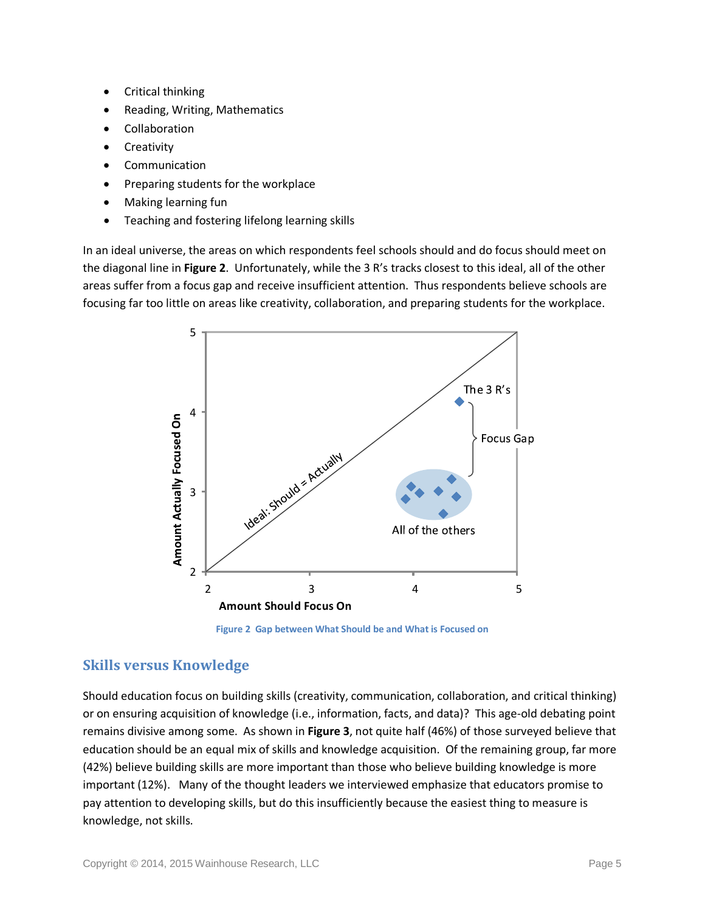- Critical thinking
- Reading, Writing, Mathematics
- Collaboration
- Creativity
- Communication
- Preparing students for the workplace
- Making learning fun
- Teaching and fostering lifelong learning skills

In an ideal universe, the areas on which respondents feel schools should and do focus should meet on the diagonal line in **Figure 2**. Unfortunately, while the 3 R's tracks closest to this ideal, all of the other areas suffer from a focus gap and receive insufficient attention. Thus respondents believe schools are focusing far too little on areas like creativity, collaboration, and preparing students for the workplace.

Figure 2 Gap between What Should be and What is Focused on

## Skills versus Knowledge

Should education focus on building skills (creativity, communication, collaboration, and critical thinking) or on ensuring acquisition of knowledge (i.e., information, facts, and data)? This age-old debating point remains divisive among some. As shown in **Figure 3**, not quite half (46%) of those surveyed believe that education should be an equal mix of skills and knowledge acquisition. Of the remaining group, far more (42%) believe building skills are more important than those who believe building knowledge is more important (12%). Many of the thought leaders we interviewed emphasize that educators promise to pay attention to developing skills, but do this insufficiently because the easiest thing to measure is knowledge, not skills.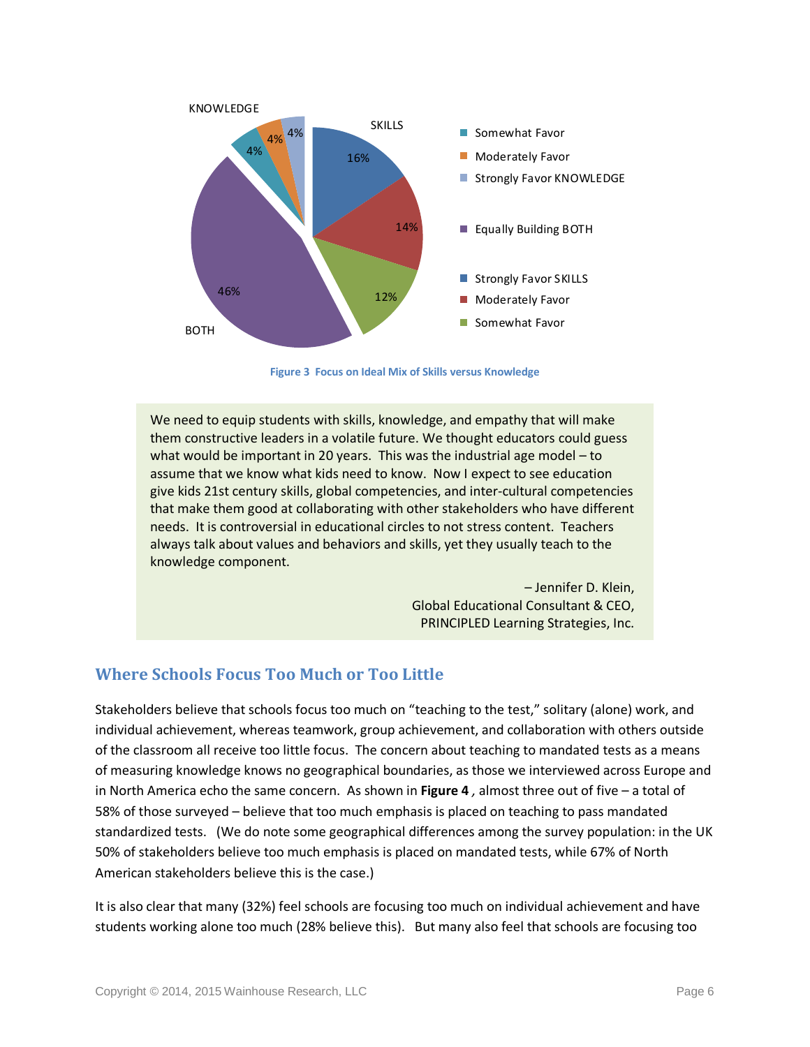KNOWLEDGE

SKILLS

BOTH

| | |
|---|---|
| Somewhat Favor | 4% |
| Moderately Favor | 4% |
| Strongly Favor KNOWLEDGE | 4% |
| Equally Building BOTH | 46% |
| Strongly Favor SKILLS | 16% |
| Moderately Favor | 14% |
| Somewhat Favor | 12% |

**Figure 3 Focus on Ideal Mix of Skills versus Knowledge**

> We need to equip students with skills, knowledge, and empathy that will make them constructive leaders in a volatile future. We thought educators could guess what would be important in 20 years. This was the industrial age model – to assume that we know what kids need to know. Now I expect to see education give kids 21st century skills, global competencies, and inter-cultural competencies that make them good at collaborating with other stakeholders who have different needs. It is controversial in educational circles to not stress content. Teachers always talk about values and behaviors and skills, yet they usually teach to the knowledge component.
>
> – Jennifer D. Klein,
> Global Educational Consultant & CEO,
> PRINCIPLED Learning Strategies, Inc.

## Where Schools Focus Too Much or Too Little

Stakeholders believe that schools focus too much on "teaching to the test," solitary (alone) work, and individual achievement, whereas teamwork, group achievement, and collaboration with others outside of the classroom all receive too little focus. The concern about teaching to mandated tests as a means of measuring knowledge knows no geographical boundaries, as those we interviewed across Europe and in North America echo the same concern. As shown in **Figure 4**, almost three out of five – a total of 58% of those surveyed – believe that too much emphasis is placed on teaching to pass mandated standardized tests. (We do note some geographical differences among the survey population: in the UK 50% of stakeholders believe too much emphasis is placed on mandated tests, while 67% of North American stakeholders believe this is the case.)

It is also clear that many (32%) feel schools are focusing too much on individual achievement and have students working alone too much (28% believe this). But many also feel that schools are focusing too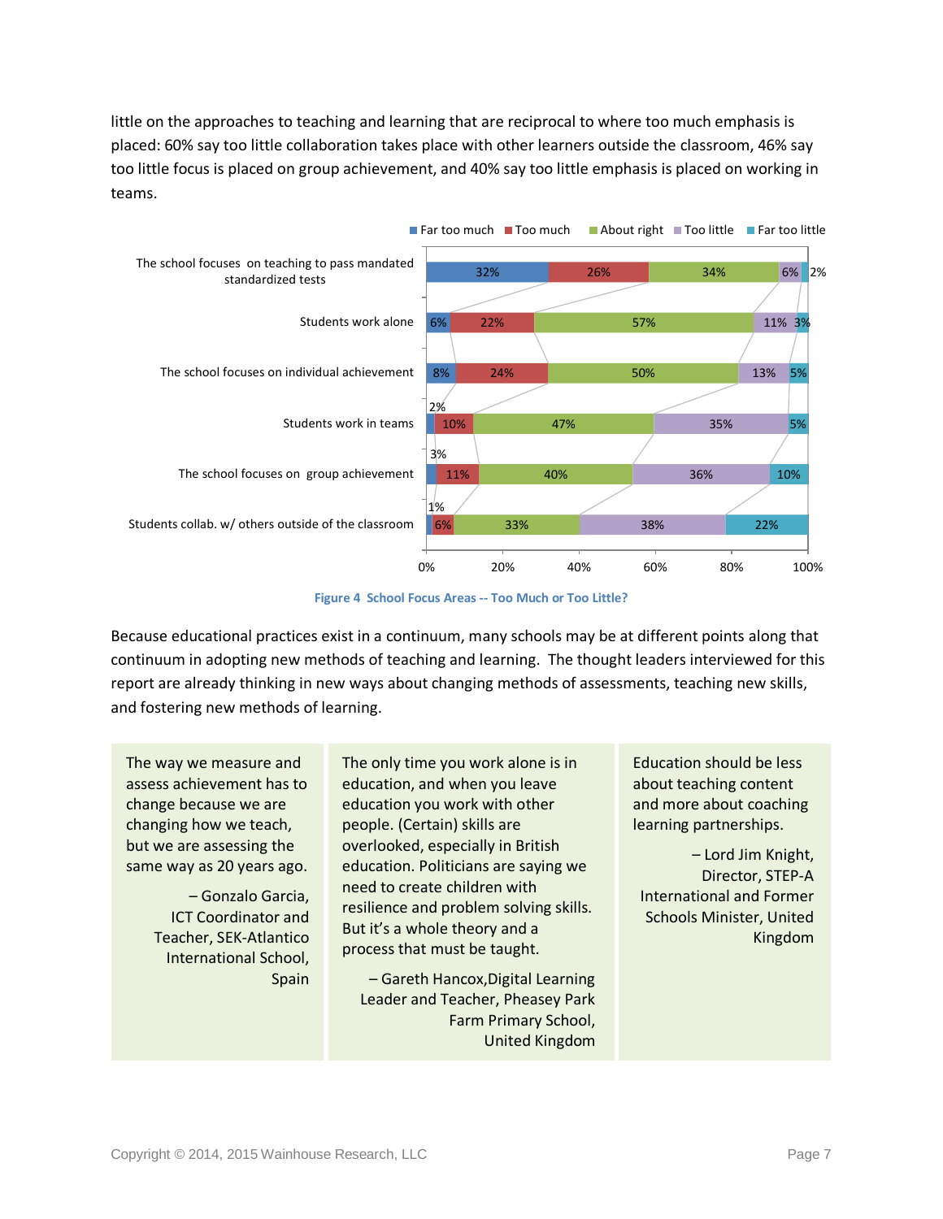little on the approaches to teaching and learning that are reciprocal to where too much emphasis is placed: 60% say too little collaboration takes place with other learners outside the classroom, 46% say too little focus is placed on group achievement, and 40% say too little emphasis is placed on working in teams.

| | Far too much | Too much | About right | Too little | Far too little |
|---|---|---|---|---|---|
| The school focuses on teaching to pass mandated standardized tests | 32% | 26% | 34% | 6% | 2% |
| Students work alone | 6% | 22% | 57% | 11% | 3% |
| The school focuses on individual achievement | 8% | 24% | 50% | 13% | 5% |
| Students work in teams | 2% | 10% | 47% | 35% | 5% |
| The school focuses on group achievement | 3% | 11% | 40% | 36% | 10% |
| Students collab. w/ others outside of the classroom | 1% | 6% | 33% | 38% | 22% |

**Figure 4 School Focus Areas -- Too Much or Too Little?**

Because educational practices exist in a continuum, many schools may be at different points along that continuum in adopting new methods of teaching and learning. The thought leaders interviewed for this report are already thinking in new ways about changing methods of assessments, teaching new skills, and fostering new methods of learning.

> The way we measure and assess achievement has to change because we are changing how we teach, but we are assessing the same way as 20 years ago.
>
> – Gonzalo Garcia, ICT Coordinator and Teacher, SEK-Atlantico International School, Spain

> The only time you work alone is in education, and when you leave education you work with other people. (Certain) skills are overlooked, especially in British education. Politicians are saying we need to create children with resilience and problem solving skills. But it's a whole theory and a process that must be taught.
>
> – Gareth Hancox,Digital Learning Leader and Teacher, Pheasey Park Farm Primary School, United Kingdom

> Education should be less about teaching content and more about coaching learning partnerships.
>
> – Lord Jim Knight, Director, STEP-A International and Former Schools Minister, United Kingdom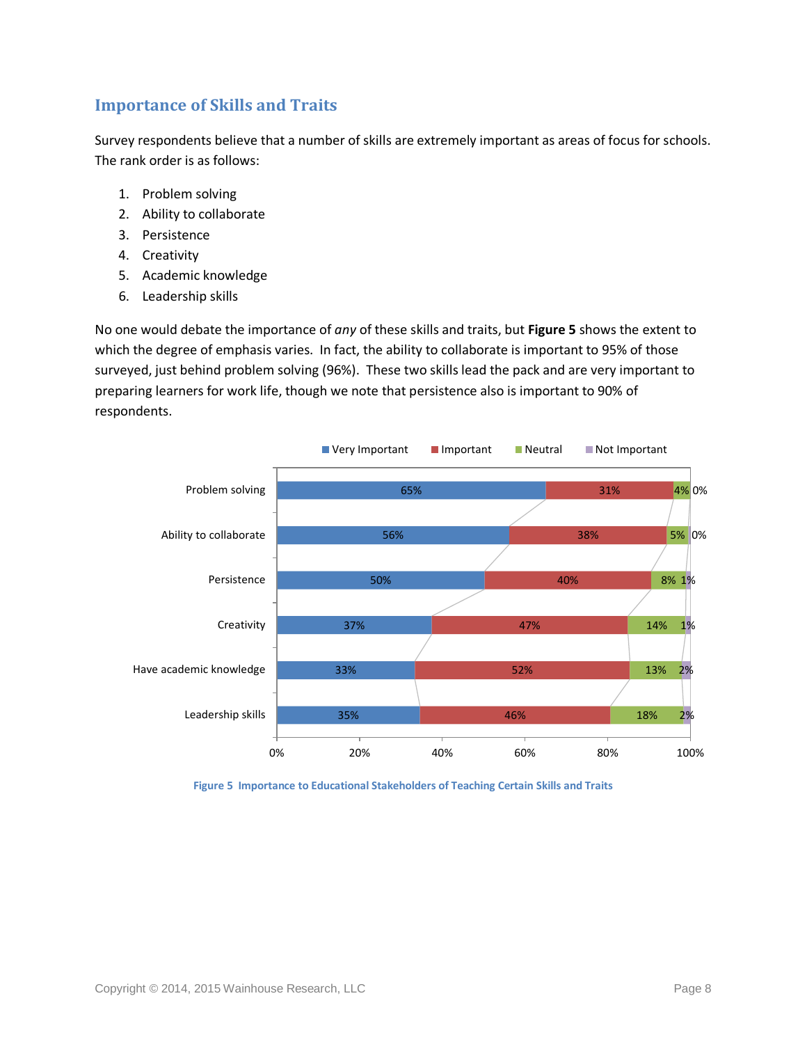## Importance of Skills and Traits

Survey respondents believe that a number of skills are extremely important as areas of focus for schools. The rank order is as follows:

1. Problem solving
2. Ability to collaborate
3. Persistence
4. Creativity
5. Academic knowledge
6. Leadership skills

No one would debate the importance of *any* of these skills and traits, but **Figure 5** shows the extent to which the degree of emphasis varies. In fact, the ability to collaborate is important to 95% of those surveyed, just behind problem solving (96%). These two skills lead the pack and are very important to preparing learners for work life, though we note that persistence also is important to 90% of respondents.

| | Very Important | Important | Neutral | Not Important |
|---|---|---|---|---|
| Problem solving | 65% | 31% | 4% | 0% |
| Ability to collaborate | 56% | 38% | 5% | 0% |
| Persistence | 50% | 40% | 8% | 1% |
| Creativity | 37% | 47% | 14% | 1% |
| Have academic knowledge | 33% | 52% | 13% | 2% |
| Leadership skills | 35% | 46% | 18% | 2% |

Figure 5 Importance to Educational Stakeholders of Teaching Certain Skills and Traits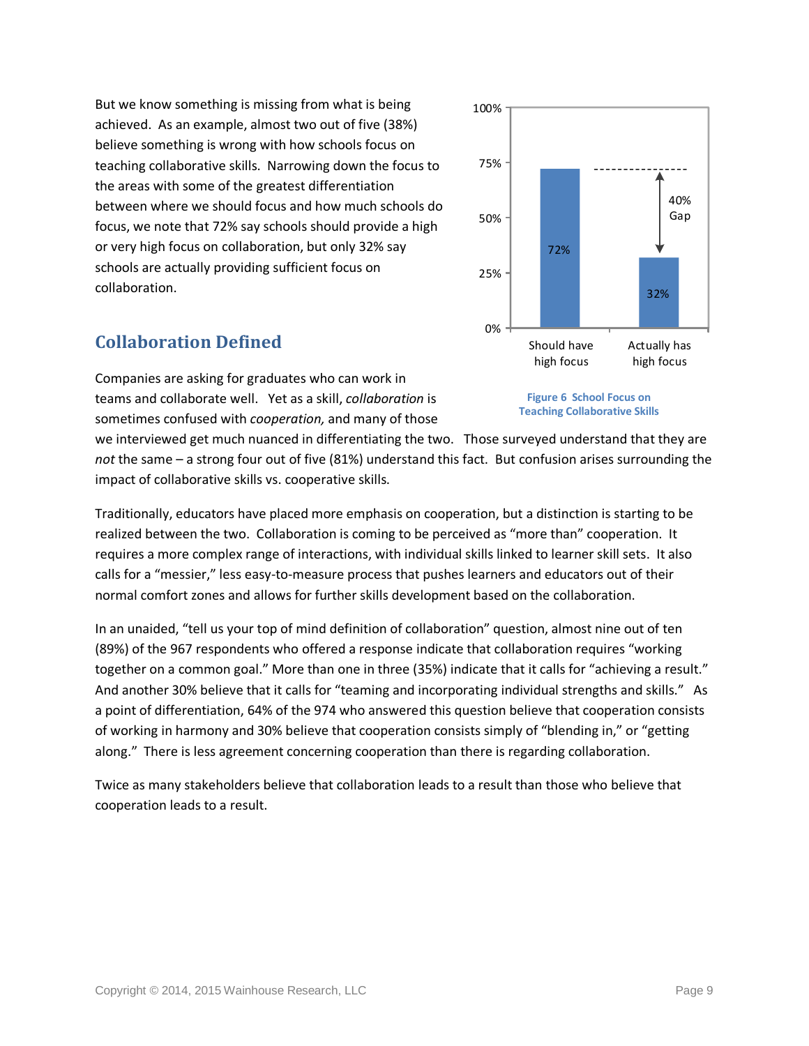But we know something is missing from what is being achieved. As an example, almost two out of five (38%) believe something is wrong with how schools focus on teaching collaborative skills. Narrowing down the focus to the areas with some of the greatest differentiation between where we should focus and how much schools do focus, we note that 72% say schools should provide a high or very high focus on collaboration, but only 32% say schools are actually providing sufficient focus on collaboration.

Figure 6 School Focus on Teaching Collaborative Skills

## Collaboration Defined

Companies are asking for graduates who can work in teams and collaborate well. Yet as a skill, *collaboration* is sometimes confused with *cooperation,* and many of those we interviewed get much nuanced in differentiating the two. Those surveyed understand that they are *not* the same – a strong four out of five (81%) understand this fact. But confusion arises surrounding the impact of collaborative skills vs. cooperative skills.

Traditionally, educators have placed more emphasis on cooperation, but a distinction is starting to be realized between the two. Collaboration is coming to be perceived as "more than" cooperation. It requires a more complex range of interactions, with individual skills linked to learner skill sets. It also calls for a "messier," less easy-to-measure process that pushes learners and educators out of their normal comfort zones and allows for further skills development based on the collaboration.

In an unaided, "tell us your top of mind definition of collaboration" question, almost nine out of ten (89%) of the 967 respondents who offered a response indicate that collaboration requires "working together on a common goal." More than one in three (35%) indicate that it calls for "achieving a result." And another 30% believe that it calls for "teaming and incorporating individual strengths and skills." As a point of differentiation, 64% of the 974 who answered this question believe that cooperation consists of working in harmony and 30% believe that cooperation consists simply of "blending in," or "getting along." There is less agreement concerning cooperation than there is regarding collaboration.

Twice as many stakeholders believe that collaboration leads to a result than those who believe that cooperation leads to a result.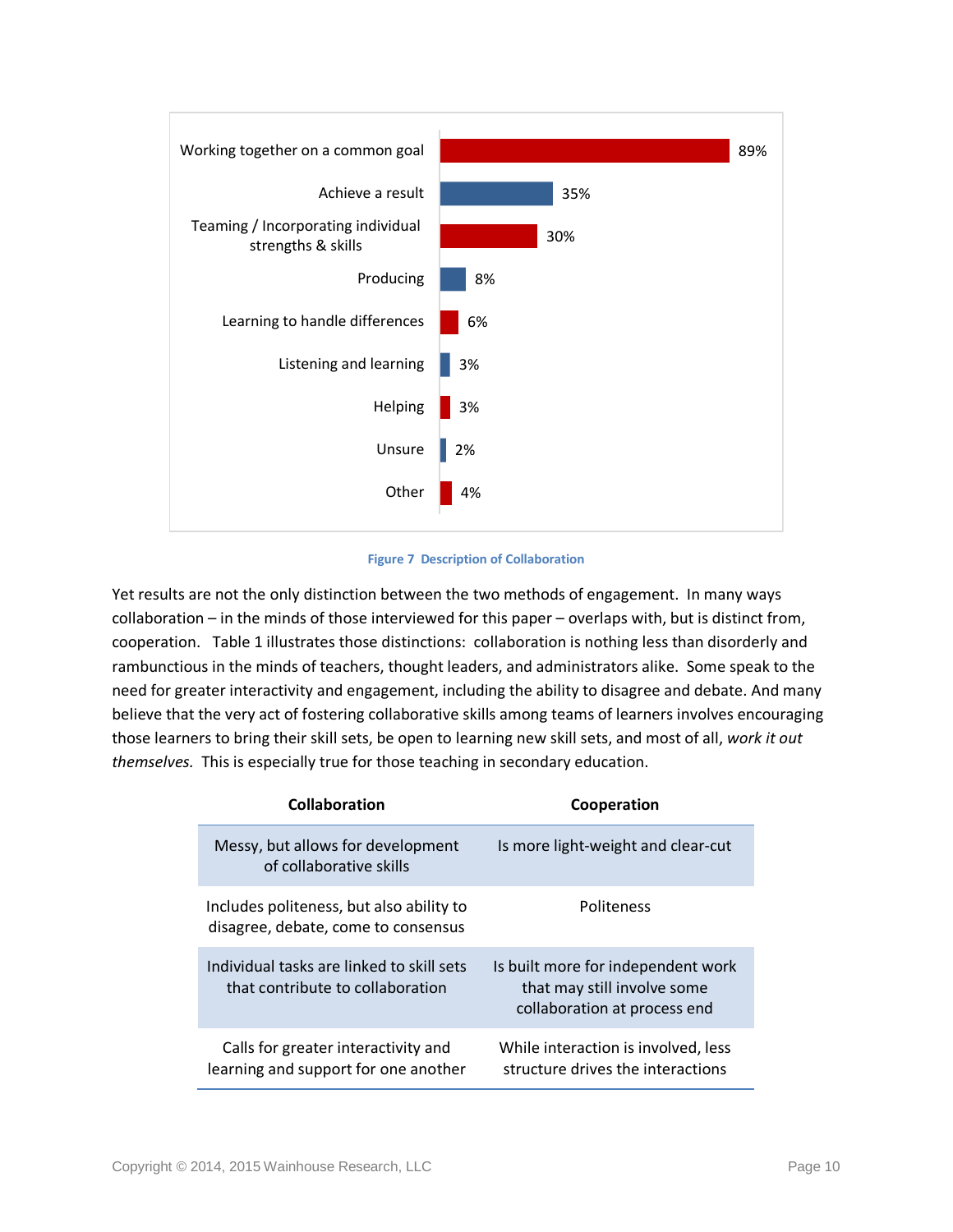| Description | Percentage |
|---|---|
| Working together on a common goal | 89% |
| Achieve a result | 35% |
| Teaming / Incorporating individual strengths & skills | 30% |
| Producing | 8% |
| Learning to handle differences | 6% |
| Listening and learning | 3% |
| Helping | 3% |
| Unsure | 2% |
| Other | 4% |

**Figure 7 Description of Collaboration**

Yet results are not the only distinction between the two methods of engagement. In many ways collaboration – in the minds of those interviewed for this paper – overlaps with, but is distinct from, cooperation. Table 1 illustrates those distinctions: collaboration is nothing less than disorderly and rambunctious in the minds of teachers, thought leaders, and administrators alike. Some speak to the need for greater interactivity and engagement, including the ability to disagree and debate. And many believe that the very act of fostering collaborative skills among teams of learners involves encouraging those learners to bring their skill sets, be open to learning new skill sets, and most of all, *work it out themselves.* This is especially true for those teaching in secondary education.

| Collaboration | Cooperation |
|---|---|
| Messy, but allows for development of collaborative skills | Is more light-weight and clear-cut |
| Includes politeness, but also ability to disagree, debate, come to consensus | Politeness |
| Individual tasks are linked to skill sets that contribute to collaboration | Is built more for independent work that may still involve some collaboration at process end |
| Calls for greater interactivity and learning and support for one another | While interaction is involved, less structure drives the interactions |

Copyright © 2014, 2015 Wainhouse Research, LLC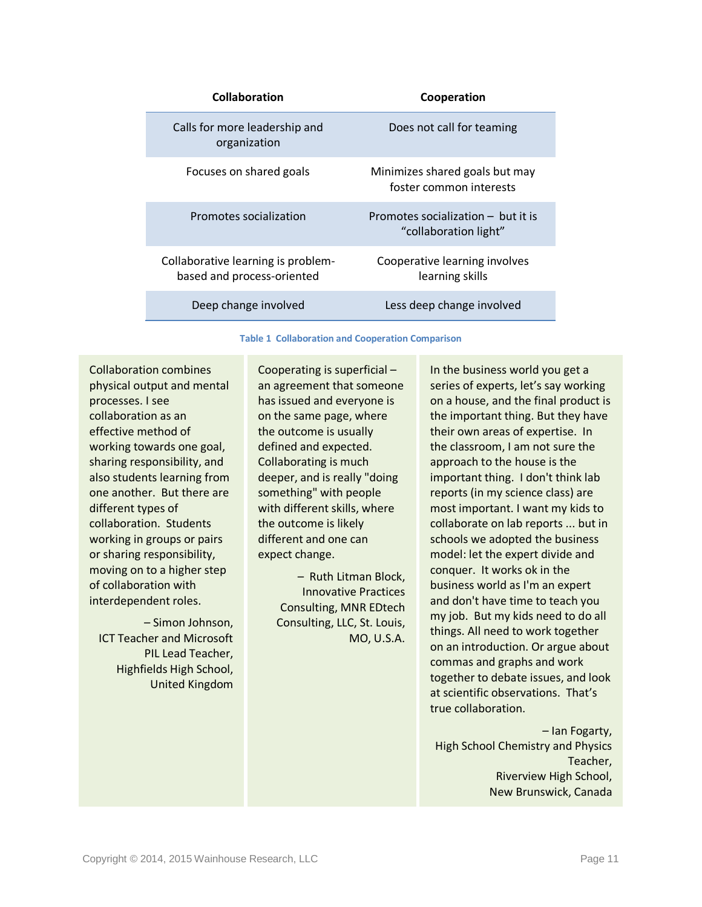| Collaboration | Cooperation |
|---|---|
| Calls for more leadership and organization | Does not call for teaming |
| Focuses on shared goals | Minimizes shared goals but may foster common interests |
| Promotes socialization | Promotes socialization – but it is "collaboration light" |
| Collaborative learning is problem-based and process-oriented | Cooperative learning involves learning skills |
| Deep change involved | Less deep change involved |

**Table 1 Collaboration and Cooperation Comparison**

Collaboration combines physical output and mental processes. I see collaboration as an effective method of working towards one goal, sharing responsibility, and also students learning from one another. But there are different types of collaboration. Students working in groups or pairs or sharing responsibility, moving on to a higher step of collaboration with interdependent roles.

– Simon Johnson, ICT Teacher and Microsoft PIL Lead Teacher, Highfields High School, United Kingdom

Cooperating is superficial – an agreement that someone has issued and everyone is on the same page, where the outcome is usually defined and expected. Collaborating is much deeper, and is really "doing something" with people with different skills, where the outcome is likely different and one can expect change.

– Ruth Litman Block, Innovative Practices Consulting, MNR EDtech Consulting, LLC, St. Louis, MO, U.S.A.

In the business world you get a series of experts, let's say working on a house, and the final product is the important thing. But they have their own areas of expertise. In the classroom, I am not sure the approach to the house is the important thing. I don't think lab reports (in my science class) are most important. I want my kids to collaborate on lab reports ... but in schools we adopted the business model: let the expert divide and conquer. It works ok in the business world as I'm an expert and don't have time to teach you my job. But my kids need to do all things. All need to work together on an introduction. Or argue about commas and graphs and work together to debate issues, and look at scientific observations. That's true collaboration.

– Ian Fogarty, High School Chemistry and Physics Teacher, Riverview High School, New Brunswick, Canada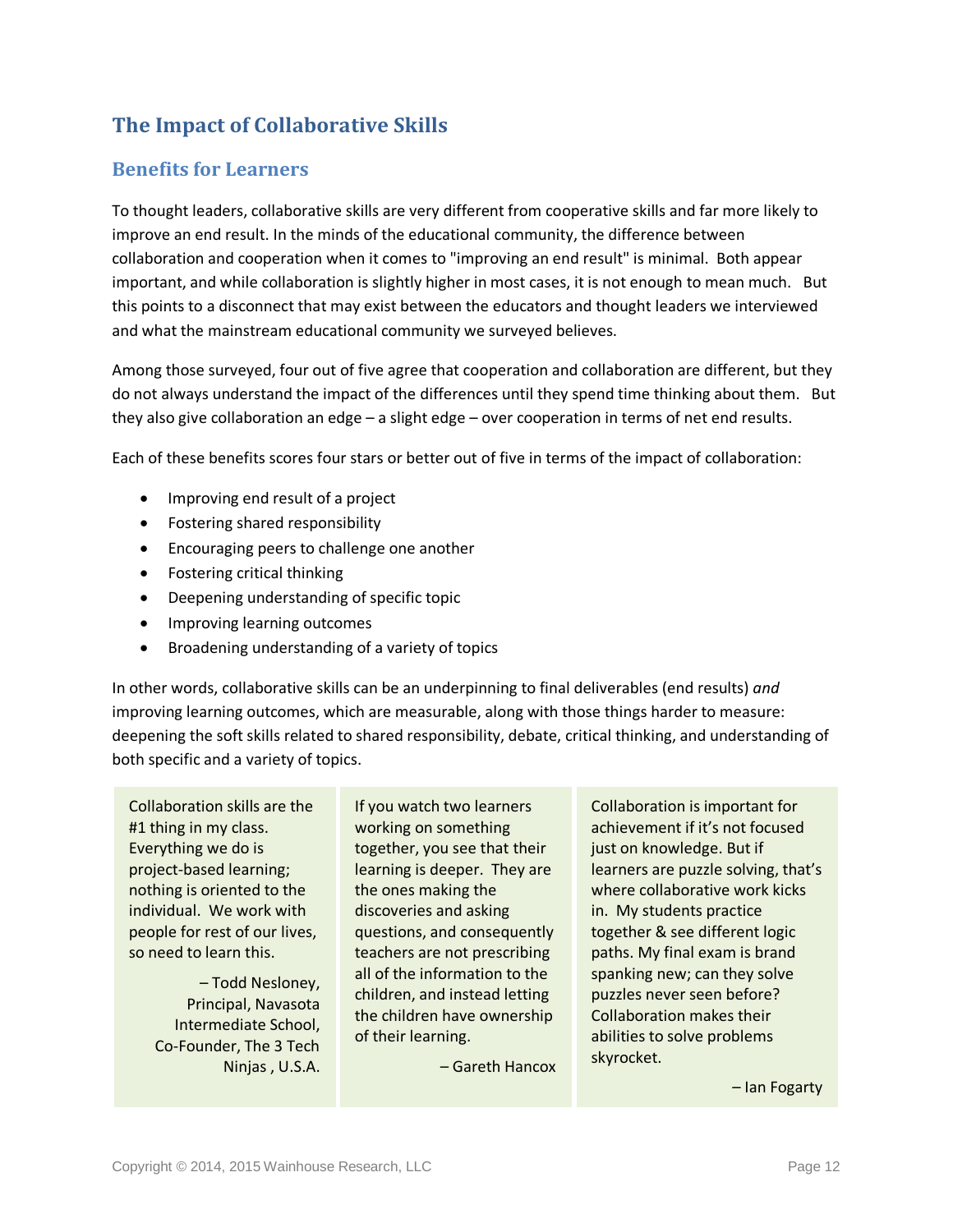## The Impact of Collaborative Skills

### Benefits for Learners

To thought leaders, collaborative skills are very different from cooperative skills and far more likely to improve an end result. In the minds of the educational community, the difference between collaboration and cooperation when it comes to "improving an end result" is minimal. Both appear important, and while collaboration is slightly higher in most cases, it is not enough to mean much. But this points to a disconnect that may exist between the educators and thought leaders we interviewed and what the mainstream educational community we surveyed believes.

Among those surveyed, four out of five agree that cooperation and collaboration are different, but they do not always understand the impact of the differences until they spend time thinking about them. But they also give collaboration an edge – a slight edge – over cooperation in terms of net end results.

Each of these benefits scores four stars or better out of five in terms of the impact of collaboration:

- Improving end result of a project
- Fostering shared responsibility
- Encouraging peers to challenge one another
- Fostering critical thinking
- Deepening understanding of specific topic
- Improving learning outcomes
- Broadening understanding of a variety of topics

In other words, collaborative skills can be an underpinning to final deliverables (end results) *and* improving learning outcomes, which are measurable, along with those things harder to measure: deepening the soft skills related to shared responsibility, debate, critical thinking, and understanding of both specific and a variety of topics.

> Collaboration skills are the #1 thing in my class. Everything we do is project-based learning; nothing is oriented to the individual. We work with people for rest of our lives, so need to learn this.
>
> – Todd Nesloney, Principal, Navasota Intermediate School, Co-Founder, The 3 Tech Ninjas , U.S.A.

> If you watch two learners working on something together, you see that their learning is deeper. They are the ones making the discoveries and asking questions, and consequently teachers are not prescribing all of the information to the children, and instead letting the children have ownership of their learning.
>
> – Gareth Hancox

> Collaboration is important for achievement if it's not focused just on knowledge. But if learners are puzzle solving, that's where collaborative work kicks in. My students practice together & see different logic paths. My final exam is brand spanking new; can they solve puzzles never seen before? Collaboration makes their abilities to solve problems skyrocket.
>
> – Ian Fogarty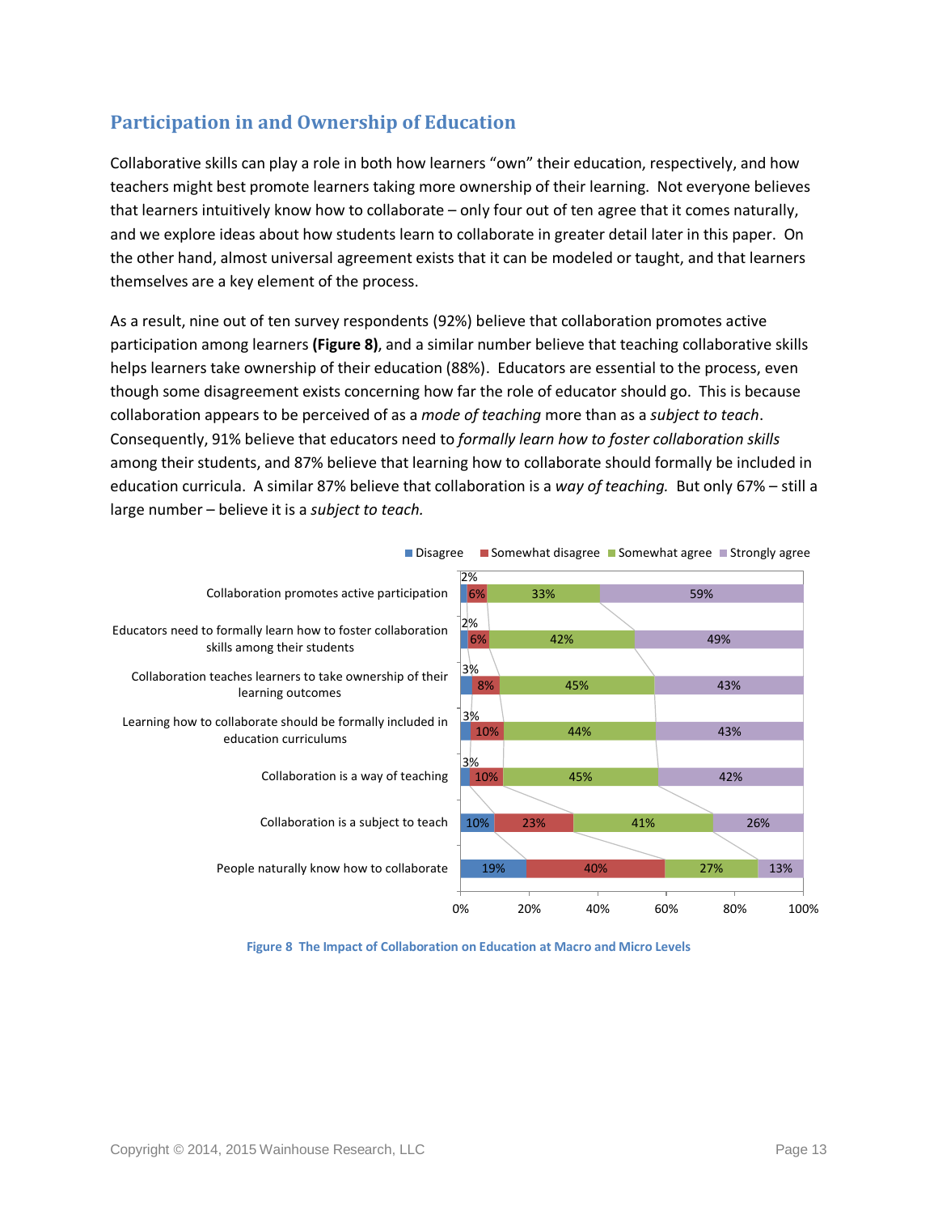## Participation in and Ownership of Education

Collaborative skills can play a role in both how learners "own" their education, respectively, and how teachers might best promote learners taking more ownership of their learning. Not everyone believes that learners intuitively know how to collaborate – only four out of ten agree that it comes naturally, and we explore ideas about how students learn to collaborate in greater detail later in this paper. On the other hand, almost universal agreement exists that it can be modeled or taught, and that learners themselves are a key element of the process.

As a result, nine out of ten survey respondents (92%) believe that collaboration promotes active participation among learners **(Figure 8)**, and a similar number believe that teaching collaborative skills helps learners take ownership of their education (88%). Educators are essential to the process, even though some disagreement exists concerning how far the role of educator should go. This is because collaboration appears to be perceived of as a *mode of teaching* more than as a *subject to teach*. Consequently, 91% believe that educators need to *formally learn how to foster collaboration skills* among their students, and 87% believe that learning how to collaborate should formally be included in education curricula. A similar 87% believe that collaboration is a *way of teaching.* But only 67% – still a large number – believe it is a *subject to teach.*

| | Disagree | Somewhat disagree | Somewhat agree | Strongly agree |
|---|---|---|---|---|
| Collaboration promotes active participation | 2% | 6% | 33% | 59% |
| Educators need to formally learn how to foster collaboration skills among their students | 2% | 6% | 42% | 49% |
| Collaboration teaches learners to take ownership of their learning outcomes | 3% | 8% | 45% | 43% |
| Learning how to collaborate should be formally included in education curriculums | 3% | 10% | 44% | 43% |
| Collaboration is a way of teaching | 3% | 10% | 45% | 42% |
| Collaboration is a subject to teach | 10% | 23% | 41% | 26% |
| People naturally know how to collaborate | 19% | 40% | 27% | 13% |

Figure 8 The Impact of Collaboration on Education at Macro and Micro Levels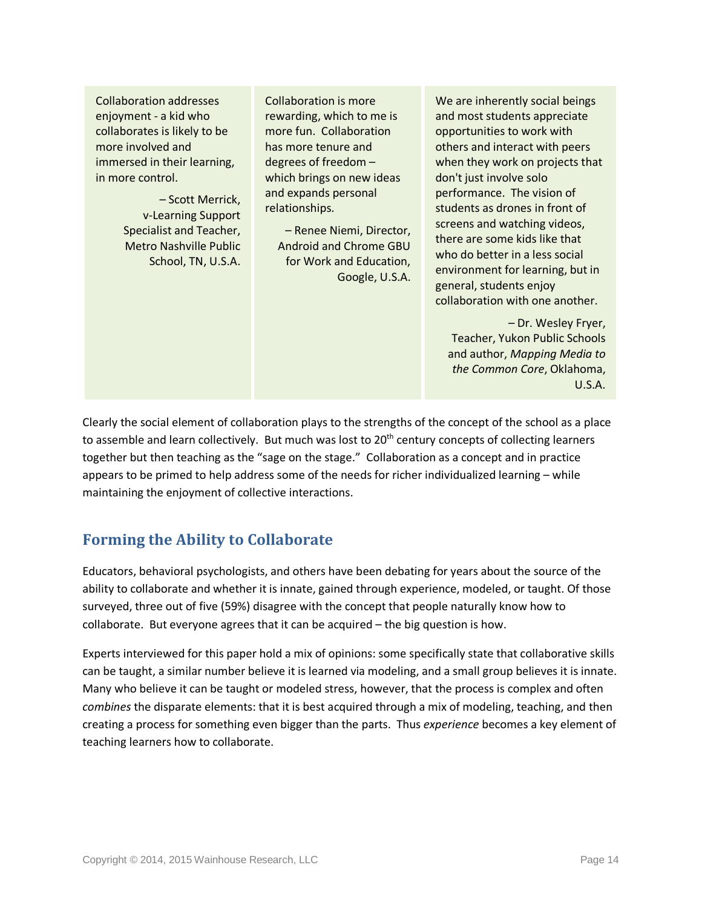> Collaboration addresses enjoyment - a kid who collaborates is likely to be more involved and immersed in their learning, in more control.
>
> – Scott Merrick, v-Learning Support Specialist and Teacher, Metro Nashville Public School, TN, U.S.A.

> Collaboration is more rewarding, which to me is more fun. Collaboration has more tenure and degrees of freedom – which brings on new ideas and expands personal relationships.
>
> – Renee Niemi, Director, Android and Chrome GBU for Work and Education, Google, U.S.A.

> We are inherently social beings and most students appreciate opportunities to work with others and interact with peers when they work on projects that don't just involve solo performance. The vision of students as drones in front of screens and watching videos, there are some kids like that who do better in a less social environment for learning, but in general, students enjoy collaboration with one another.
>
> – Dr. Wesley Fryer, Teacher, Yukon Public Schools and author, *Mapping Media to the Common Core*, Oklahoma, U.S.A.

Clearly the social element of collaboration plays to the strengths of the concept of the school as a place to assemble and learn collectively. But much was lost to 20th century concepts of collecting learners together but then teaching as the "sage on the stage." Collaboration as a concept and in practice appears to be primed to help address some of the needs for richer individualized learning – while maintaining the enjoyment of collective interactions.

## Forming the Ability to Collaborate

Educators, behavioral psychologists, and others have been debating for years about the source of the ability to collaborate and whether it is innate, gained through experience, modeled, or taught. Of those surveyed, three out of five (59%) disagree with the concept that people naturally know how to collaborate. But everyone agrees that it can be acquired – the big question is how.

Experts interviewed for this paper hold a mix of opinions: some specifically state that collaborative skills can be taught, a similar number believe it is learned via modeling, and a small group believes it is innate. Many who believe it can be taught or modeled stress, however, that the process is complex and often *combines* the disparate elements: that it is best acquired through a mix of modeling, teaching, and then creating a process for something even bigger than the parts. Thus *experience* becomes a key element of teaching learners how to collaborate.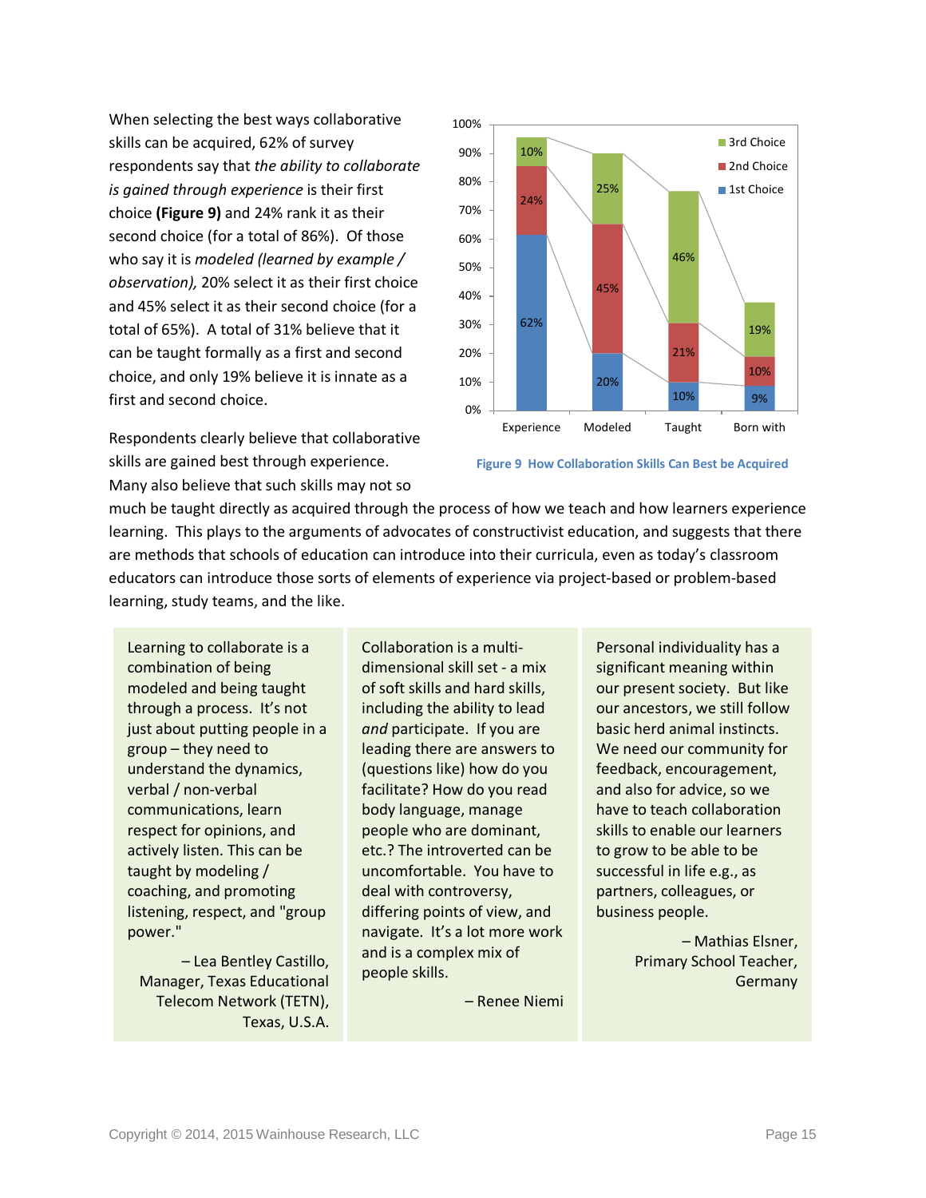When selecting the best ways collaborative skills can be acquired, 62% of survey respondents say that *the ability to collaborate is gained through experience* is their first choice **(Figure 9)** and 24% rank it as their second choice (for a total of 86%). Of those who say it is *modeled (learned by example / observation),* 20% select it as their first choice and 45% select it as their second choice (for a total of 65%). A total of 31% believe that it can be taught formally as a first and second choice, and only 19% believe it is innate as a first and second choice.

| | Experience | Modeled | Taught | Born with |
|---|---|---|---|---|
| 1st Choice | 62% | 20% | 10% | 9% |
| 2nd Choice | 24% | 45% | 21% | 10% |
| 3rd Choice | 10% | 25% | 46% | 19% |

**Figure 9 How Collaboration Skills Can Best be Acquired**

Respondents clearly believe that collaborative skills are gained best through experience. Many also believe that such skills may not so much be taught directly as acquired through the process of how we teach and how learners experience learning. This plays to the arguments of advocates of constructivist education, and suggests that there are methods that schools of education can introduce into their curricula, even as today's classroom educators can introduce those sorts of elements of experience via project-based or problem-based learning, study teams, and the like.

> Learning to collaborate is a combination of being modeled and being taught through a process. It's not just about putting people in a group – they need to understand the dynamics, verbal / non-verbal communications, learn respect for opinions, and actively listen. This can be taught by modeling / coaching, and promoting listening, respect, and "group power."
>
> – Lea Bentley Castillo, Manager, Texas Educational Telecom Network (TETN), Texas, U.S.A.

> Collaboration is a multi-dimensional skill set - a mix of soft skills and hard skills, including the ability to lead *and* participate. If you are leading there are answers to (questions like) how do you facilitate? How do you read body language, manage people who are dominant, etc.? The introverted can be uncomfortable. You have to deal with controversy, differing points of view, and navigate. It's a lot more work and is a complex mix of people skills.
>
> – Renee Niemi

> Personal individuality has a significant meaning within our present society. But like our ancestors, we still follow basic herd animal instincts. We need our community for feedback, encouragement, and also for advice, so we have to teach collaboration skills to enable our learners to grow to be able to be successful in life e.g., as partners, colleagues, or business people.
>
> – Mathias Elsner, Primary School Teacher, Germany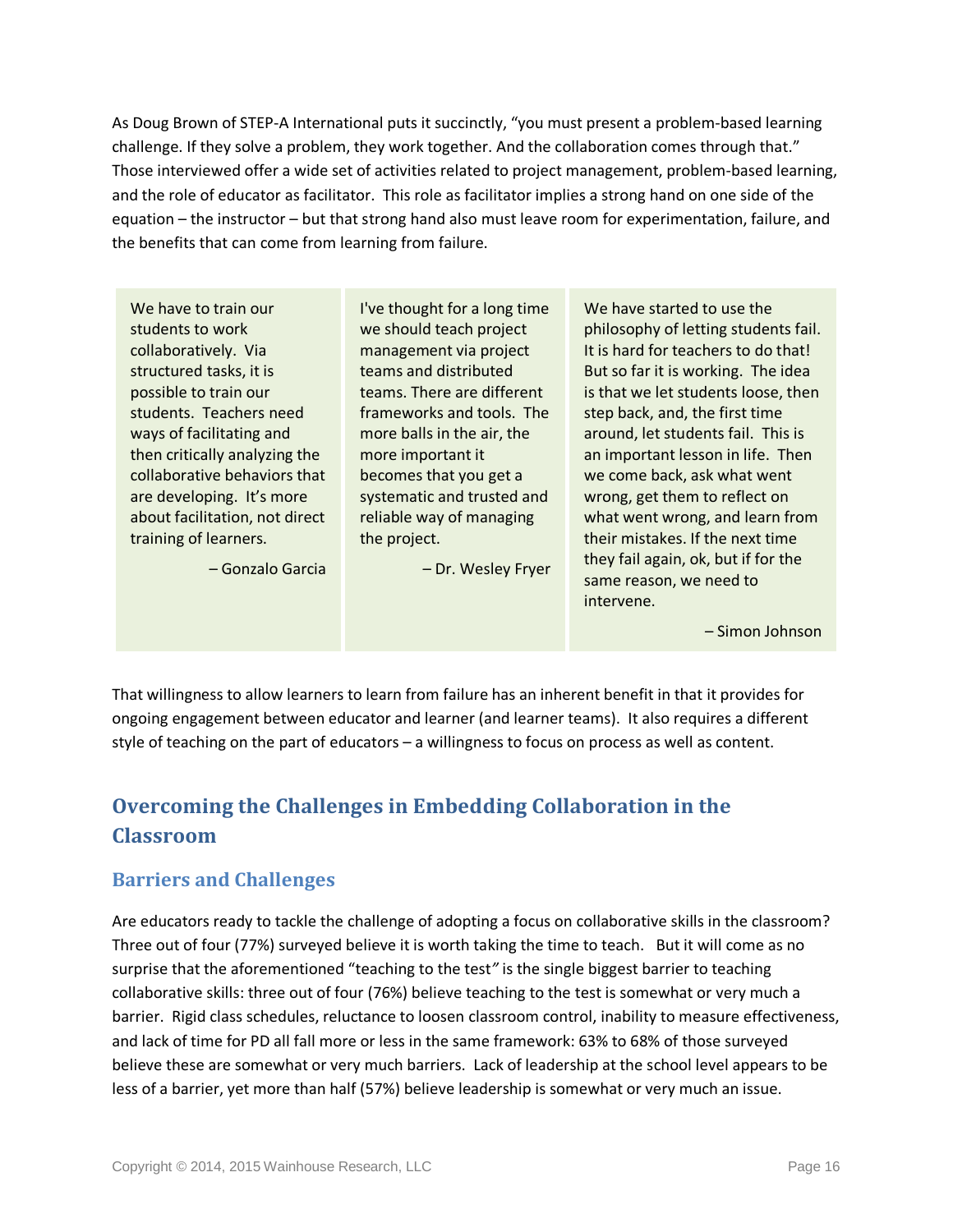As Doug Brown of STEP-A International puts it succinctly, "you must present a problem-based learning challenge. If they solve a problem, they work together. And the collaboration comes through that." Those interviewed offer a wide set of activities related to project management, problem-based learning, and the role of educator as facilitator. This role as facilitator implies a strong hand on one side of the equation – the instructor – but that strong hand also must leave room for experimentation, failure, and the benefits that can come from learning from failure.

> We have to train our students to work collaboratively. Via structured tasks, it is possible to train our students. Teachers need ways of facilitating and then critically analyzing the collaborative behaviors that are developing. It's more about facilitation, not direct training of learners.
>
> – Gonzalo Garcia

> I've thought for a long time we should teach project management via project teams and distributed teams. There are different frameworks and tools. The more balls in the air, the more important it becomes that you get a systematic and trusted and reliable way of managing the project.
>
> – Dr. Wesley Fryer

> We have started to use the philosophy of letting students fail. It is hard for teachers to do that! But so far it is working. The idea is that we let students loose, then step back, and, the first time around, let students fail. This is an important lesson in life. Then we come back, ask what went wrong, get them to reflect on what went wrong, and learn from their mistakes. If the next time they fail again, ok, but if for the same reason, we need to intervene.
>
> – Simon Johnson

That willingness to allow learners to learn from failure has an inherent benefit in that it provides for ongoing engagement between educator and learner (and learner teams). It also requires a different style of teaching on the part of educators – a willingness to focus on process as well as content.

## Overcoming the Challenges in Embedding Collaboration in the Classroom

### Barriers and Challenges

Are educators ready to tackle the challenge of adopting a focus on collaborative skills in the classroom? Three out of four (77%) surveyed believe it is worth taking the time to teach. But it will come as no surprise that the aforementioned "teaching to the test" is the single biggest barrier to teaching collaborative skills: three out of four (76%) believe teaching to the test is somewhat or very much a barrier. Rigid class schedules, reluctance to loosen classroom control, inability to measure effectiveness, and lack of time for PD all fall more or less in the same framework: 63% to 68% of those surveyed believe these are somewhat or very much barriers. Lack of leadership at the school level appears to be less of a barrier, yet more than half (57%) believe leadership is somewhat or very much an issue.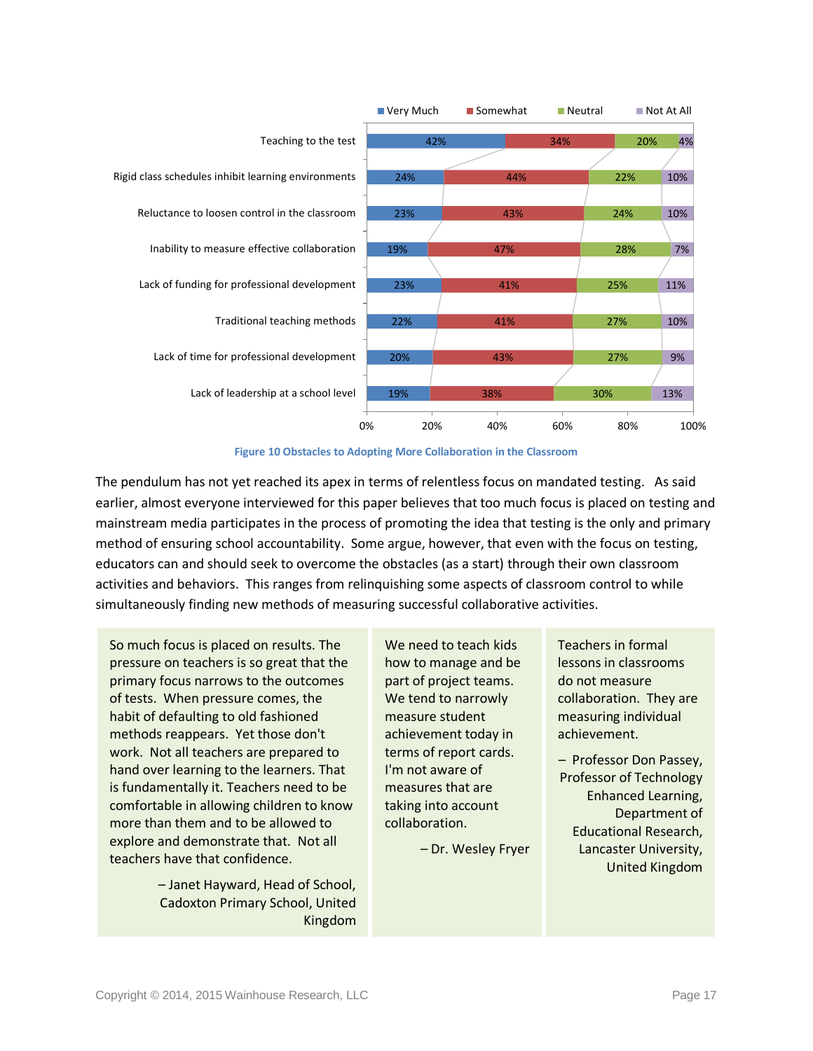| | Very Much | Somewhat | Neutral | Not At All |
|---|---|---|---|---|
| Teaching to the test | 42% | 34% | 20% | 4% |
| Rigid class schedules inhibit learning environments | 24% | 44% | 22% | 10% |
| Reluctance to loosen control in the classroom | 23% | 43% | 24% | 10% |
| Inability to measure effective collaboration | 19% | 47% | 28% | 7% |
| Lack of funding for professional development | 23% | 41% | 25% | 11% |
| Traditional teaching methods | 22% | 41% | 27% | 10% |
| Lack of time for professional development | 20% | 43% | 27% | 9% |
| Lack of leadership at a school level | 19% | 38% | 30% | 13% |

**Figure 10 Obstacles to Adopting More Collaboration in the Classroom**

The pendulum has not yet reached its apex in terms of relentless focus on mandated testing. As said earlier, almost everyone interviewed for this paper believes that too much focus is placed on testing and mainstream media participates in the process of promoting the idea that testing is the only and primary method of ensuring school accountability. Some argue, however, that even with the focus on testing, educators can and should seek to overcome the obstacles (as a start) through their own classroom activities and behaviors. This ranges from relinquishing some aspects of classroom control to while simultaneously finding new methods of measuring successful collaborative activities.

> So much focus is placed on results. The pressure on teachers is so great that the primary focus narrows to the outcomes of tests. When pressure comes, the habit of defaulting to old fashioned methods reappears. Yet those don't work. Not all teachers are prepared to hand over learning to the learners. That is fundamentally it. Teachers need to be comfortable in allowing children to know more than them and to be allowed to explore and demonstrate that. Not all teachers have that confidence.
>
> – Janet Hayward, Head of School, Cadoxton Primary School, United Kingdom

> We need to teach kids how to manage and be part of project teams. We tend to narrowly measure student achievement today in terms of report cards. I'm not aware of measures that are taking into account collaboration.
>
> – Dr. Wesley Fryer

> Teachers in formal lessons in classrooms do not measure collaboration. They are measuring individual achievement.
>
> – Professor Don Passey, Professor of Technology Enhanced Learning, Department of Educational Research, Lancaster University, United Kingdom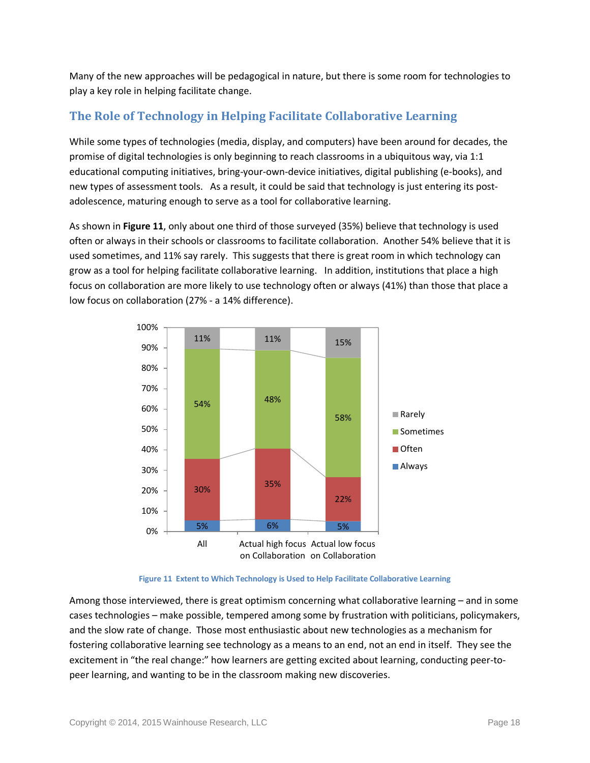Many of the new approaches will be pedagogical in nature, but there is some room for technologies to play a key role in helping facilitate change.

## The Role of Technology in Helping Facilitate Collaborative Learning

While some types of technologies (media, display, and computers) have been around for decades, the promise of digital technologies is only beginning to reach classrooms in a ubiquitous way, via 1:1 educational computing initiatives, bring-your-own-device initiatives, digital publishing (e-books), and new types of assessment tools. As a result, it could be said that technology is just entering its post-adolescence, maturing enough to serve as a tool for collaborative learning.

As shown in **Figure 11**, only about one third of those surveyed (35%) believe that technology is used often or always in their schools or classrooms to facilitate collaboration. Another 54% believe that it is used sometimes, and 11% say rarely. This suggests that there is great room in which technology can grow as a tool for helping facilitate collaborative learning. In addition, institutions that place a high focus on collaboration are more likely to use technology often or always (41%) than those that place a low focus on collaboration (27% - a 14% difference).

| | All | Actual high focus on Collaboration | Actual low focus on Collaboration |
|---|---|---|---|
| Rarely | 11% | 11% | 15% |
| Sometimes | 54% | 48% | 58% |
| Often | 30% | 35% | 22% |
| Always | 5% | 6% | 5% |

**Figure 11 Extent to Which Technology is Used to Help Facilitate Collaborative Learning**

Among those interviewed, there is great optimism concerning what collaborative learning – and in some cases technologies – make possible, tempered among some by frustration with politicians, policymakers, and the slow rate of change. Those most enthusiastic about new technologies as a mechanism for fostering collaborative learning see technology as a means to an end, not an end in itself. They see the excitement in "the real change:" how learners are getting excited about learning, conducting peer-to-peer learning, and wanting to be in the classroom making new discoveries.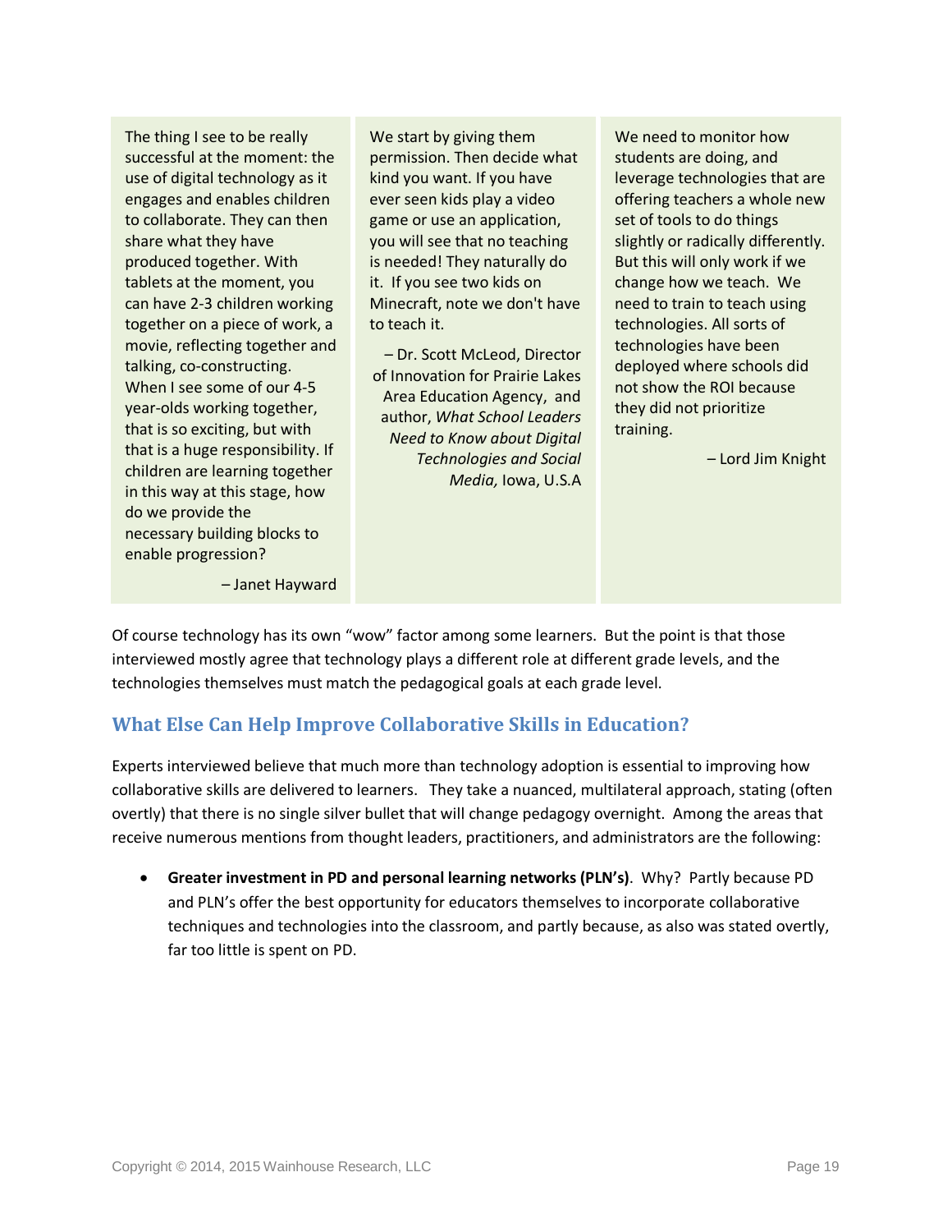> The thing I see to be really successful at the moment: the use of digital technology as it engages and enables children to collaborate. They can then share what they have produced together. With tablets at the moment, you can have 2-3 children working together on a piece of work, a movie, reflecting together and talking, co-constructing. When I see some of our 4-5 year-olds working together, that is so exciting, but with that is a huge responsibility. If children are learning together in this way at this stage, how do we provide the necessary building blocks to enable progression?
>
> – Janet Hayward

> We start by giving them permission. Then decide what kind you want. If you have ever seen kids play a video game or use an application, you will see that no teaching is needed! They naturally do it. If you see two kids on Minecraft, note we don't have to teach it.
>
> – Dr. Scott McLeod, Director of Innovation for Prairie Lakes Area Education Agency, and author, *What School Leaders Need to Know about Digital Technologies and Social Media,* Iowa, U.S.A

> We need to monitor how students are doing, and leverage technologies that are offering teachers a whole new set of tools to do things slightly or radically differently. But this will only work if we change how we teach. We need to train to teach using technologies. All sorts of technologies have been deployed where schools did not show the ROI because they did not prioritize training.
>
> – Lord Jim Knight

Of course technology has its own "wow" factor among some learners. But the point is that those interviewed mostly agree that technology plays a different role at different grade levels, and the technologies themselves must match the pedagogical goals at each grade level.

## What Else Can Help Improve Collaborative Skills in Education?

Experts interviewed believe that much more than technology adoption is essential to improving how collaborative skills are delivered to learners. They take a nuanced, multilateral approach, stating (often overtly) that there is no single silver bullet that will change pedagogy overnight. Among the areas that receive numerous mentions from thought leaders, practitioners, and administrators are the following:

- **Greater investment in PD and personal learning networks (PLN's)**. Why? Partly because PD and PLN's offer the best opportunity for educators themselves to incorporate collaborative techniques and technologies into the classroom, and partly because, as also was stated overtly, far too little is spent on PD.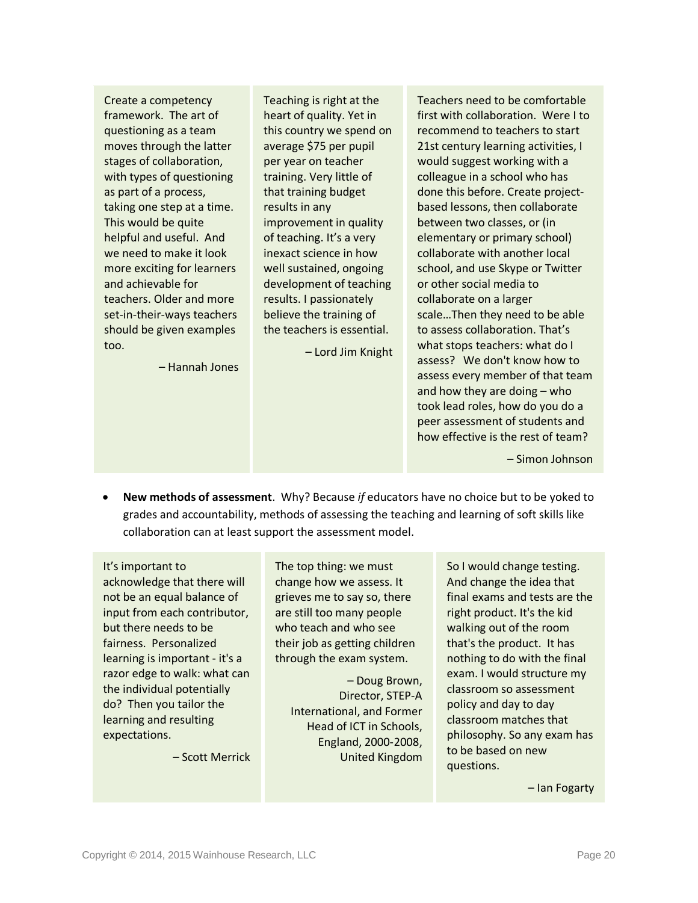> Create a competency framework. The art of questioning as a team moves through the latter stages of collaboration, with types of questioning as part of a process, taking one step at a time. This would be quite helpful and useful. And we need to make it look more exciting for learners and achievable for teachers. Older and more set-in-their-ways teachers should be given examples too.
>
> – Hannah Jones

> Teaching is right at the heart of quality. Yet in this country we spend on average $75 per pupil per year on teacher training. Very little of that training budget results in any improvement in quality of teaching. It's a very inexact science in how well sustained, ongoing development of teaching results. I passionately believe the training of the teachers is essential.
>
> – Lord Jim Knight

> Teachers need to be comfortable first with collaboration. Were I to recommend to teachers to start 21st century learning activities, I would suggest working with a colleague in a school who has done this before. Create project-based lessons, then collaborate between two classes, or (in elementary or primary school) collaborate with another local school, and use Skype or Twitter or other social media to collaborate on a larger scale…Then they need to be able to assess collaboration. That's what stops teachers: what do I assess? We don't know how to assess every member of that team and how they are doing – who took lead roles, how do you do a peer assessment of students and how effective is the rest of team?
>
> – Simon Johnson

- **New methods of assessment**. Why? Because *if* educators have no choice but to be yoked to grades and accountability, methods of assessing the teaching and learning of soft skills like collaboration can at least support the assessment model.

> It's important to acknowledge that there will not be an equal balance of input from each contributor, but there needs to be fairness. Personalized learning is important - it's a razor edge to walk: what can the individual potentially do? Then you tailor the learning and resulting expectations.
>
> – Scott Merrick

> The top thing: we must change how we assess. It grieves me to say so, there are still too many people who teach and who see their job as getting children through the exam system.
>
> – Doug Brown, Director, STEP-A International, and Former Head of ICT in Schools, England, 2000-2008, United Kingdom

> So I would change testing. And change the idea that final exams and tests are the right product. It's the kid walking out of the room that's the product. It has nothing to do with the final exam. I would structure my classroom so assessment policy and day to day classroom matches that philosophy. So any exam has to be based on new questions.
>
> – Ian Fogarty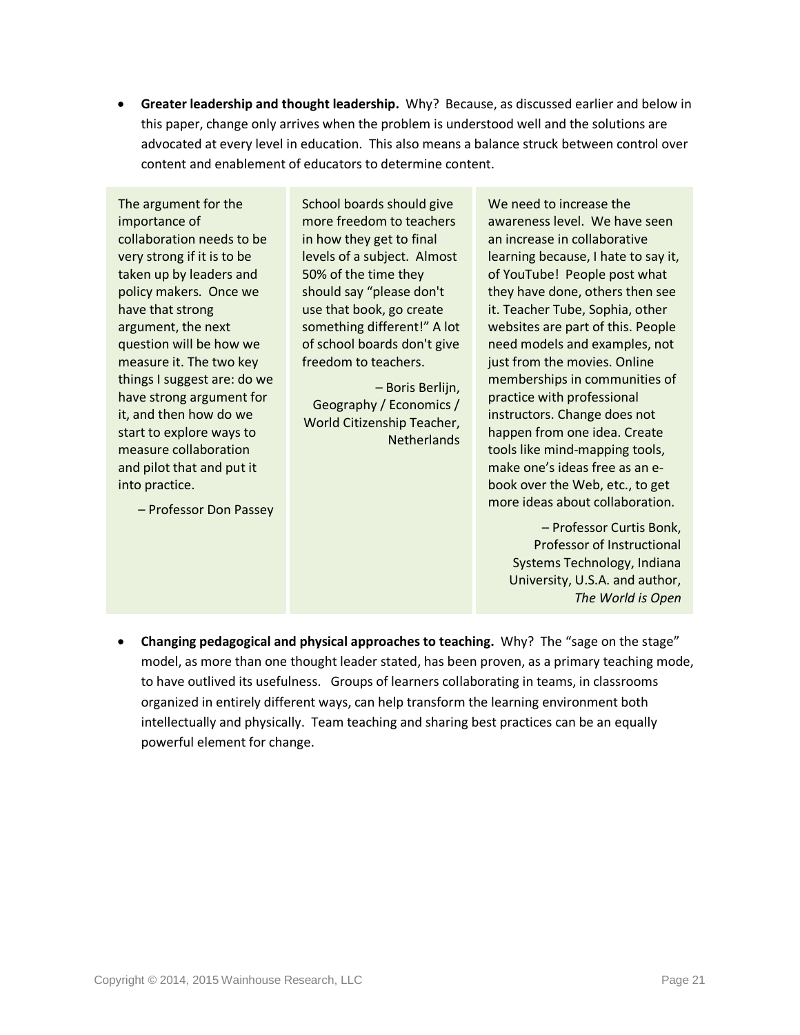- **Greater leadership and thought leadership.** Why? Because, as discussed earlier and below in this paper, change only arrives when the problem is understood well and the solutions are advocated at every level in education. This also means a balance struck between control over content and enablement of educators to determine content.

> The argument for the importance of collaboration needs to be very strong if it is to be taken up by leaders and policy makers. Once we have that strong argument, the next question will be how we measure it. The two key things I suggest are: do we have strong argument for it, and then how do we start to explore ways to measure collaboration and pilot that and put it into practice.
>
> – Professor Don Passey

> School boards should give more freedom to teachers in how they get to final levels of a subject. Almost 50% of the time they should say “please don't use that book, go create something different!” A lot of school boards don't give freedom to teachers.
>
> – Boris Berlijn, Geography / Economics / World Citizenship Teacher, Netherlands

> We need to increase the awareness level. We have seen an increase in collaborative learning because, I hate to say it, of YouTube! People post what they have done, others then see it. Teacher Tube, Sophia, other websites are part of this. People need models and examples, not just from the movies. Online memberships in communities of practice with professional instructors. Change does not happen from one idea. Create tools like mind-mapping tools, make one’s ideas free as an e-book over the Web, etc., to get more ideas about collaboration.
>
> – Professor Curtis Bonk, Professor of Instructional Systems Technology, Indiana University, U.S.A. and author, *The World is Open*

- **Changing pedagogical and physical approaches to teaching.** Why? The “sage on the stage” model, as more than one thought leader stated, has been proven, as a primary teaching mode, to have outlived its usefulness. Groups of learners collaborating in teams, in classrooms organized in entirely different ways, can help transform the learning environment both intellectually and physically. Team teaching and sharing best practices can be an equally powerful element for change.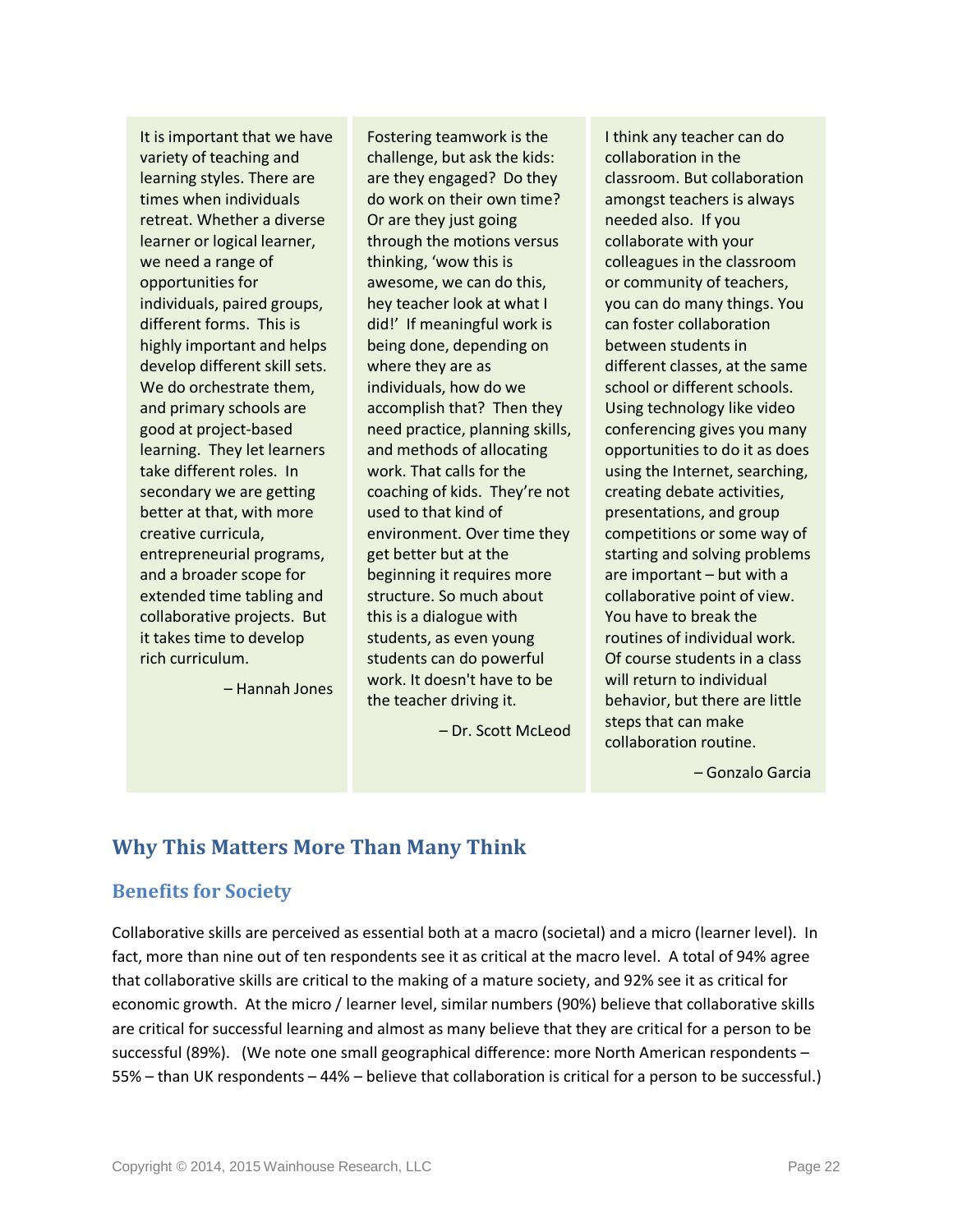It is important that we have variety of teaching and learning styles. There are times when individuals retreat. Whether a diverse learner or logical learner, we need a range of opportunities for individuals, paired groups, different forms. This is highly important and helps develop different skill sets. We do orchestrate them, and primary schools are good at project-based learning. They let learners take different roles. In secondary we are getting better at that, with more creative curricula, entrepreneurial programs, and a broader scope for extended time tabling and collaborative projects. But it takes time to develop rich curriculum.

– Hannah Jones

Fostering teamwork is the challenge, but ask the kids: are they engaged? Do they do work on their own time? Or are they just going through the motions versus thinking, 'wow this is awesome, we can do this, hey teacher look at what I did!' If meaningful work is being done, depending on where they are as individuals, how do we accomplish that? Then they need practice, planning skills, and methods of allocating work. That calls for the coaching of kids. They're not used to that kind of environment. Over time they get better but at the beginning it requires more structure. So much about this is a dialogue with students, as even young students can do powerful work. It doesn't have to be the teacher driving it.

– Dr. Scott McLeod

I think any teacher can do collaboration in the classroom. But collaboration amongst teachers is always needed also. If you collaborate with your colleagues in the classroom or community of teachers, you can do many things. You can foster collaboration between students in different classes, at the same school or different schools. Using technology like video conferencing gives you many opportunities to do it as does using the Internet, searching, creating debate activities, presentations, and group competitions or some way of starting and solving problems are important – but with a collaborative point of view. You have to break the routines of individual work. Of course students in a class will return to individual behavior, but there are little steps that can make collaboration routine.

– Gonzalo Garcia

## Why This Matters More Than Many Think

### Benefits for Society

Collaborative skills are perceived as essential both at a macro (societal) and a micro (learner level). In fact, more than nine out of ten respondents see it as critical at the macro level. A total of 94% agree that collaborative skills are critical to the making of a mature society, and 92% see it as critical for economic growth. At the micro / learner level, similar numbers (90%) believe that collaborative skills are critical for successful learning and almost as many believe that they are critical for a person to be successful (89%). (We note one small geographical difference: more North American respondents – 55% – than UK respondents – 44% – believe that collaboration is critical for a person to be successful.)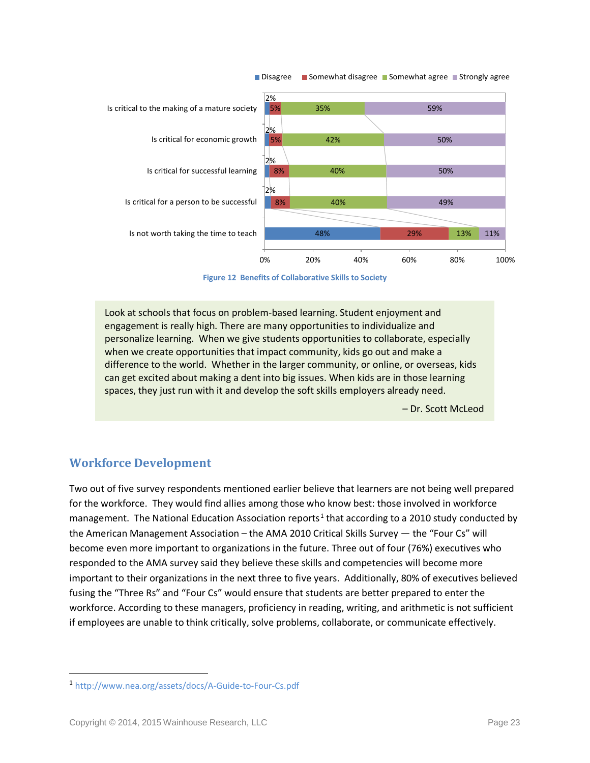| | Disagree | Somewhat disagree | Somewhat agree | Strongly agree |
|---|---|---|---|---|
| Is critical to the making of a mature society | 2% | 5% | 35% | 59% |
| Is critical for economic growth | 2% | 5% | 42% | 50% |
| Is critical for successful learning | 2% | 8% | 40% | 50% |
| Is critical for a person to be successful | 2% | 8% | 40% | 49% |
| Is not worth taking the time to teach | 48% | 29% | 13% | 11% |

**Figure 12 Benefits of Collaborative Skills to Society**

> Look at schools that focus on problem-based learning. Student enjoyment and engagement is really high. There are many opportunities to individualize and personalize learning. When we give students opportunities to collaborate, especially when we create opportunities that impact community, kids go out and make a difference to the world. Whether in the larger community, or online, or overseas, kids can get excited about making a dent into big issues. When kids are in those learning spaces, they just run with it and develop the soft skills employers already need.
>
> – Dr. Scott McLeod

## Workforce Development

Two out of five survey respondents mentioned earlier believe that learners are not being well prepared for the workforce. They would find allies among those who know best: those involved in workforce management. The National Education Association reports[1] that according to a 2010 study conducted by the American Management Association – the AMA 2010 Critical Skills Survey — the "Four Cs" will become even more important to organizations in the future. Three out of four (76%) executives who responded to the AMA survey said they believe these skills and competencies will become more important to their organizations in the next three to five years. Additionally, 80% of executives believed fusing the "Three Rs" and "Four Cs" would ensure that students are better prepared to enter the workforce. According to these managers, proficiency in reading, writing, and arithmetic is not sufficient if employees are unable to think critically, solve problems, collaborate, or communicate effectively.

---

[1] http://www.nea.org/assets/docs/A-Guide-to-Four-Cs.pdf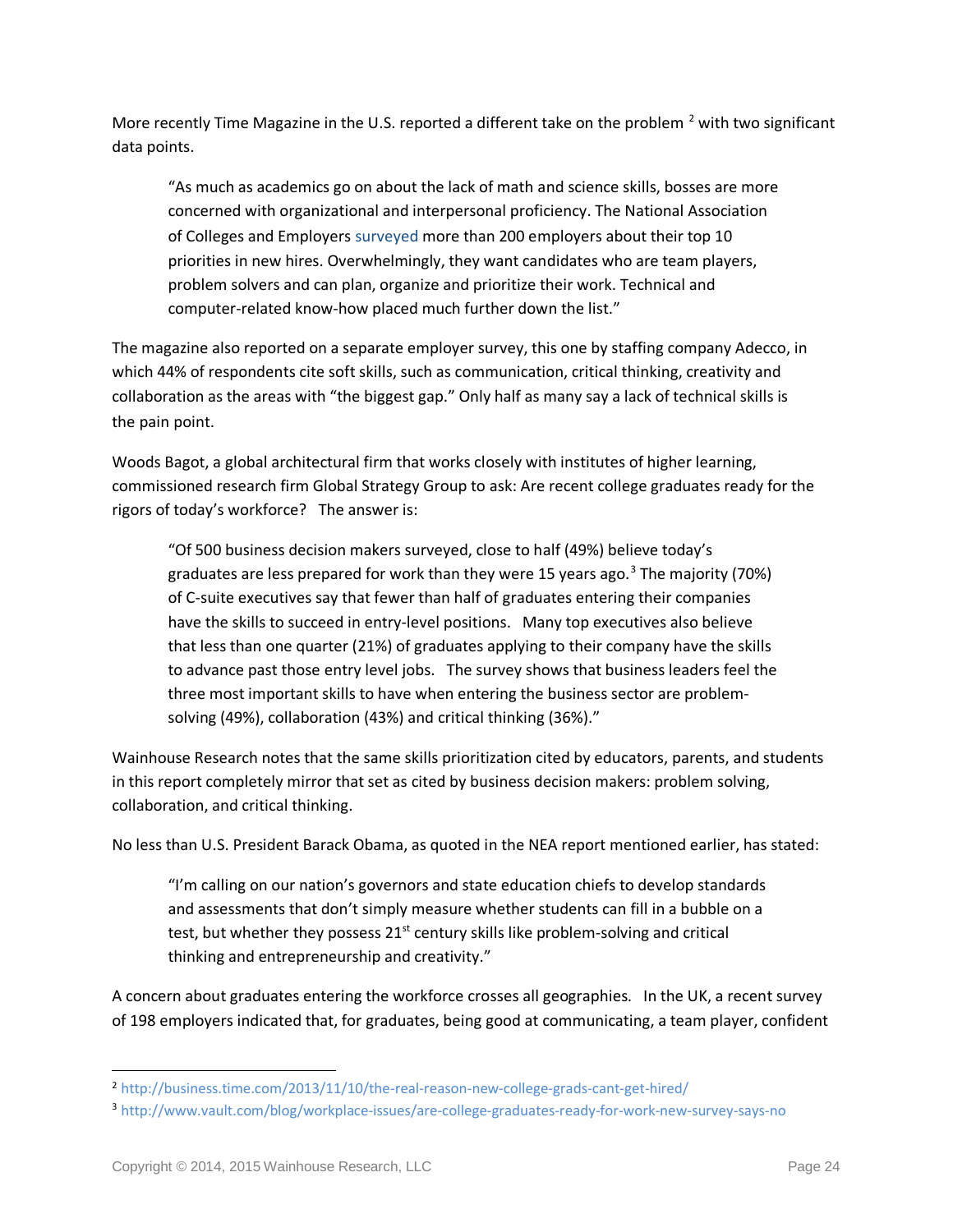More recently Time Magazine in the U.S. reported a different take on the problem [2] with two significant data points.

> "As much as academics go on about the lack of math and science skills, bosses are more concerned with organizational and interpersonal proficiency. The National Association of Colleges and Employers surveyed more than 200 employers about their top 10 priorities in new hires. Overwhelmingly, they want candidates who are team players, problem solvers and can plan, organize and prioritize their work. Technical and computer-related know-how placed much further down the list."

The magazine also reported on a separate employer survey, this one by staffing company Adecco, in which 44% of respondents cite soft skills, such as communication, critical thinking, creativity and collaboration as the areas with "the biggest gap." Only half as many say a lack of technical skills is the pain point.

Woods Bagot, a global architectural firm that works closely with institutes of higher learning, commissioned research firm Global Strategy Group to ask: Are recent college graduates ready for the rigors of today's workforce? The answer is:

> "Of 500 business decision makers surveyed, close to half (49%) believe today's graduates are less prepared for work than they were 15 years ago.[3] The majority (70%) of C-suite executives say that fewer than half of graduates entering their companies have the skills to succeed in entry-level positions. Many top executives also believe that less than one quarter (21%) of graduates applying to their company have the skills to advance past those entry level jobs. The survey shows that business leaders feel the three most important skills to have when entering the business sector are problem-solving (49%), collaboration (43%) and critical thinking (36%)."

Wainhouse Research notes that the same skills prioritization cited by educators, parents, and students in this report completely mirror that set as cited by business decision makers: problem solving, collaboration, and critical thinking.

No less than U.S. President Barack Obama, as quoted in the NEA report mentioned earlier, has stated:

> "I'm calling on our nation's governors and state education chiefs to develop standards and assessments that don't simply measure whether students can fill in a bubble on a test, but whether they possess 21st century skills like problem-solving and critical thinking and entrepreneurship and creativity."

A concern about graduates entering the workforce crosses all geographies. In the UK, a recent survey of 198 employers indicated that, for graduates, being good at communicating, a team player, confident

---

[2] http://business.time.com/2013/11/10/the-real-reason-new-college-grads-cant-get-hired/

[3] http://www.vault.com/blog/workplace-issues/are-college-graduates-ready-for-work-new-survey-says-no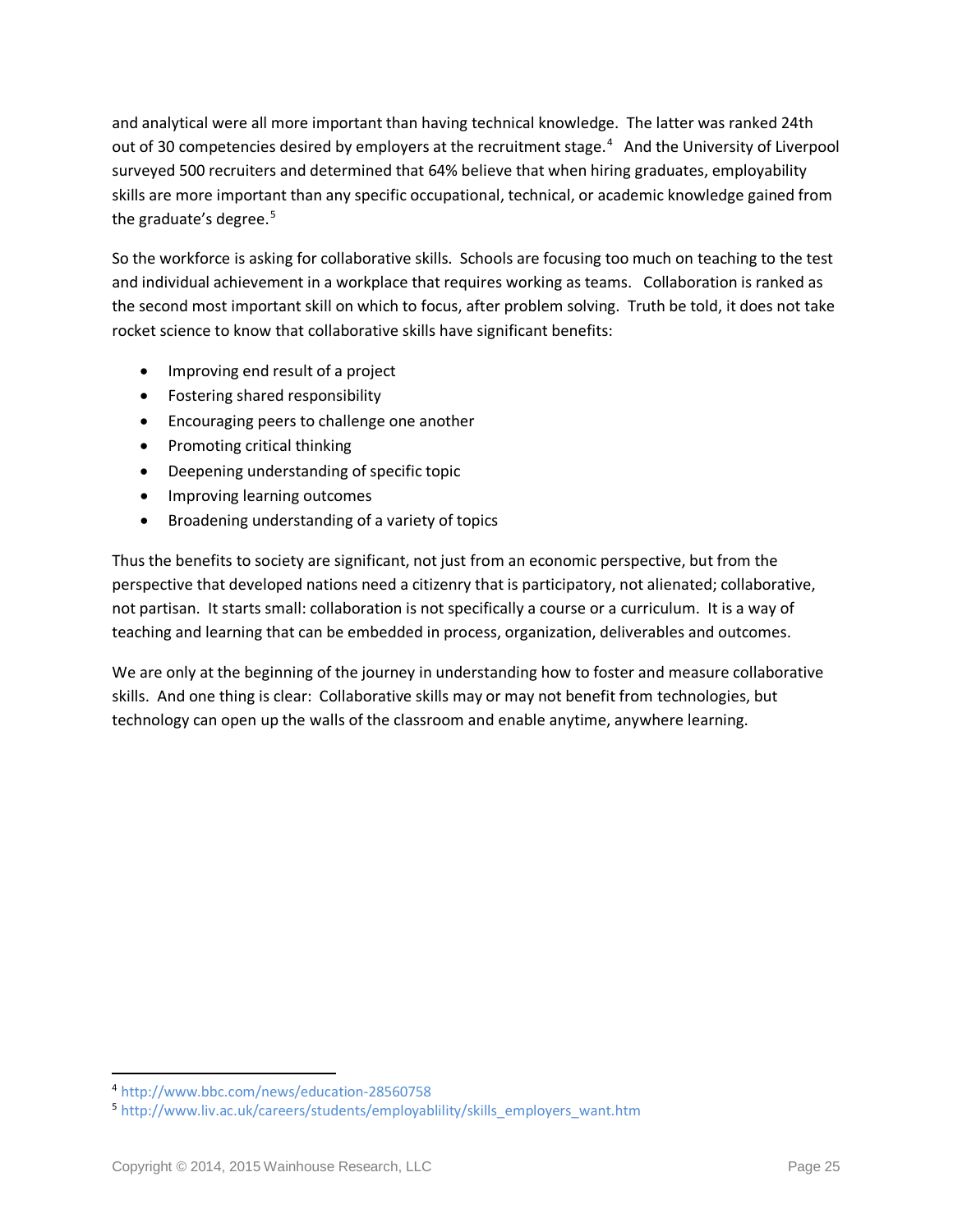and analytical were all more important than having technical knowledge. The latter was ranked 24th out of 30 competencies desired by employers at the recruitment stage.[4] And the University of Liverpool surveyed 500 recruiters and determined that 64% believe that when hiring graduates, employability skills are more important than any specific occupational, technical, or academic knowledge gained from the graduate's degree.[5]

So the workforce is asking for collaborative skills. Schools are focusing too much on teaching to the test and individual achievement in a workplace that requires working as teams. Collaboration is ranked as the second most important skill on which to focus, after problem solving. Truth be told, it does not take rocket science to know that collaborative skills have significant benefits:

- Improving end result of a project
- Fostering shared responsibility
- Encouraging peers to challenge one another
- Promoting critical thinking
- Deepening understanding of specific topic
- Improving learning outcomes
- Broadening understanding of a variety of topics

Thus the benefits to society are significant, not just from an economic perspective, but from the perspective that developed nations need a citizenry that is participatory, not alienated; collaborative, not partisan. It starts small: collaboration is not specifically a course or a curriculum. It is a way of teaching and learning that can be embedded in process, organization, deliverables and outcomes.

We are only at the beginning of the journey in understanding how to foster and measure collaborative skills. And one thing is clear: Collaborative skills may or may not benefit from technologies, but technology can open up the walls of the classroom and enable anytime, anywhere learning.

---

[4] http://www.bbc.com/news/education-28560758

[5] http://www.liv.ac.uk/careers/students/employablility/skills_employers_want.htm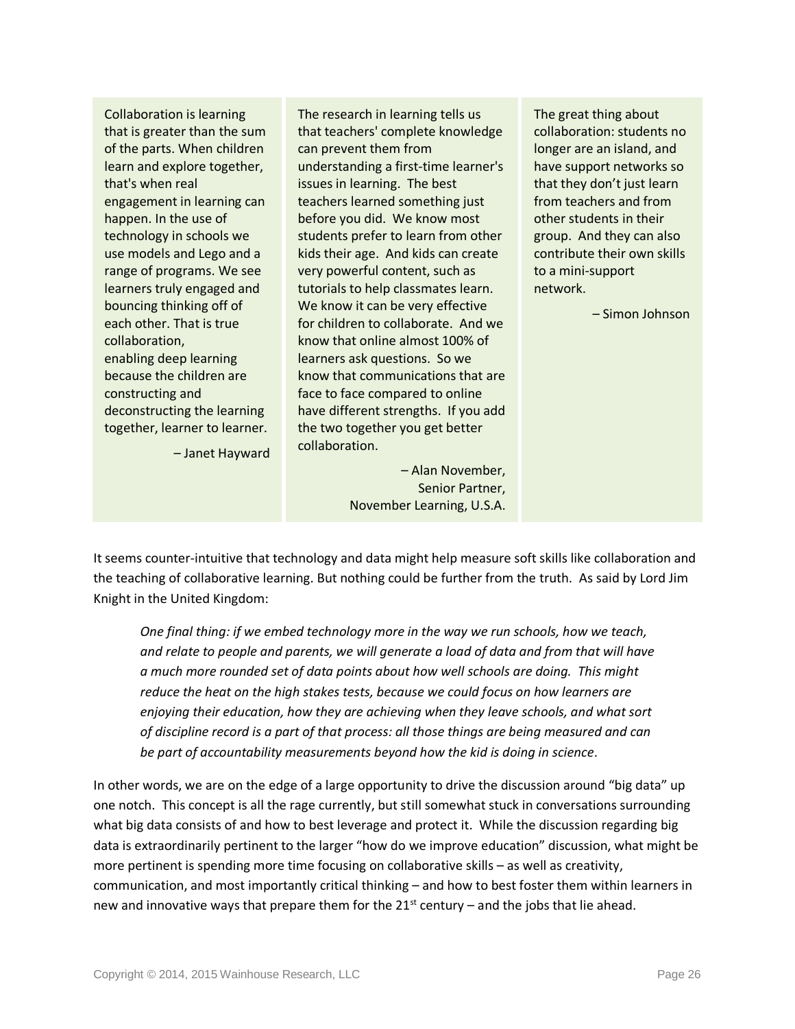Collaboration is learning that is greater than the sum of the parts. When children learn and explore together, that's when real engagement in learning can happen. In the use of technology in schools we use models and Lego and a range of programs. We see learners truly engaged and bouncing thinking off of each other. That is true collaboration, enabling deep learning because the children are constructing and deconstructing the learning together, learner to learner.

– Janet Hayward

The research in learning tells us that teachers' complete knowledge can prevent them from understanding a first-time learner's issues in learning. The best teachers learned something just before you did. We know most students prefer to learn from other kids their age. And kids can create very powerful content, such as tutorials to help classmates learn. We know it can be very effective for children to collaborate. And we know that online almost 100% of learners ask questions. So we know that communications that are face to face compared to online have different strengths. If you add the two together you get better collaboration.

– Alan November, Senior Partner, November Learning, U.S.A.

The great thing about collaboration: students no longer are an island, and have support networks so that they don't just learn from teachers and from other students in their group. And they can also contribute their own skills to a mini-support network.

– Simon Johnson

It seems counter-intuitive that technology and data might help measure soft skills like collaboration and the teaching of collaborative learning. But nothing could be further from the truth. As said by Lord Jim Knight in the United Kingdom:

> *One final thing: if we embed technology more in the way we run schools, how we teach, and relate to people and parents, we will generate a load of data and from that will have a much more rounded set of data points about how well schools are doing. This might reduce the heat on the high stakes tests, because we could focus on how learners are enjoying their education, how they are achieving when they leave schools, and what sort of discipline record is a part of that process: all those things are being measured and can be part of accountability measurements beyond how the kid is doing in science*.

In other words, we are on the edge of a large opportunity to drive the discussion around "big data" up one notch. This concept is all the rage currently, but still somewhat stuck in conversations surrounding what big data consists of and how to best leverage and protect it. While the discussion regarding big data is extraordinarily pertinent to the larger "how do we improve education" discussion, what might be more pertinent is spending more time focusing on collaborative skills – as well as creativity, communication, and most importantly critical thinking – and how to best foster them within learners in new and innovative ways that prepare them for the 21st century – and the jobs that lie ahead.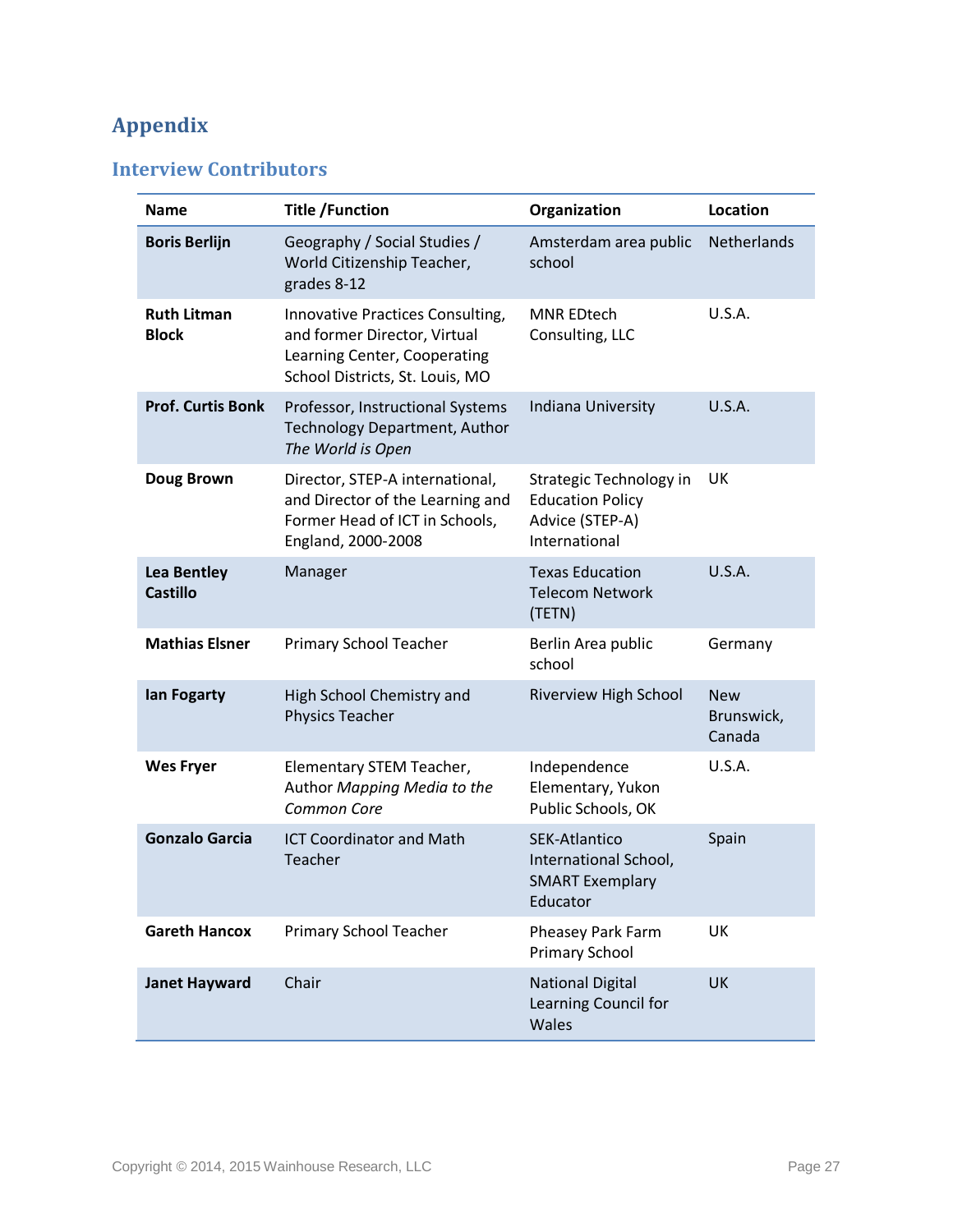# Appendix

## Interview Contributors

| Name | Title /Function | Organization | Location |
|---|---|---|---|
| **Boris Berlijn** | Geography / Social Studies / World Citizenship Teacher, grades 8-12 | Amsterdam area public school | Netherlands |
| **Ruth Litman Block** | Innovative Practices Consulting, and former Director, Virtual Learning Center, Cooperating School Districts, St. Louis, MO | MNR EDtech Consulting, LLC | U.S.A. |
| **Prof. Curtis Bonk** | Professor, Instructional Systems Technology Department, Author *The World is Open* | Indiana University | U.S.A. |
| **Doug Brown** | Director, STEP-A international, and Director of the Learning and Former Head of ICT in Schools, England, 2000-2008 | Strategic Technology in Education Policy Advice (STEP-A) International | UK |
| **Lea Bentley Castillo** | Manager | Texas Education Telecom Network (TETN) | U.S.A. |
| **Mathias Elsner** | Primary School Teacher | Berlin Area public school | Germany |
| **Ian Fogarty** | High School Chemistry and Physics Teacher | Riverview High School | New Brunswick, Canada |
| **Wes Fryer** | Elementary STEM Teacher, Author *Mapping Media to the Common Core* | Independence Elementary, Yukon Public Schools, OK | U.S.A. |
| **Gonzalo Garcia** | ICT Coordinator and Math Teacher | SEK-Atlantico International School, SMART Exemplary Educator | Spain |
| **Gareth Hancox** | Primary School Teacher | Pheasey Park Farm Primary School | UK |
| **Janet Hayward** | Chair | National Digital Learning Council for Wales | UK |

Copyright © 2014, 2015 Wainhouse Research, LLC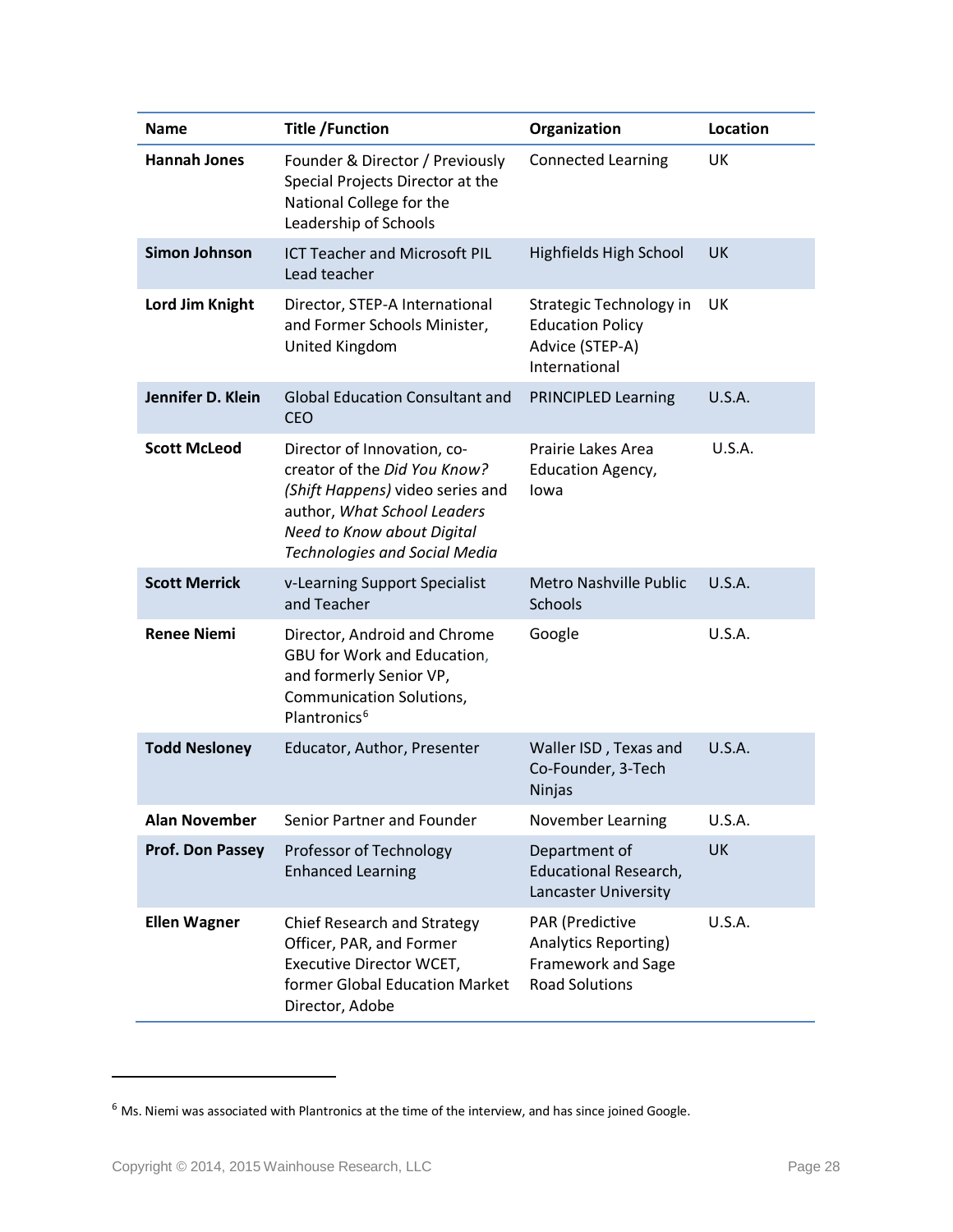| **Name** | **Title /Function** | **Organization** | **Location** |
|---|---|---|---|
| **Hannah Jones** | Founder & Director / Previously Special Projects Director at the National College for the Leadership of Schools | Connected Learning | UK |
| **Simon Johnson** | ICT Teacher and Microsoft PIL Lead teacher | Highfields High School | UK |
| **Lord Jim Knight** | Director, STEP-A International and Former Schools Minister, United Kingdom | Strategic Technology in Education Policy Advice (STEP-A) International | UK |
| **Jennifer D. Klein** | Global Education Consultant and CEO | PRINCIPLED Learning | U.S.A. |
| **Scott McLeod** | Director of Innovation, co-creator of the *Did You Know? (Shift Happens)* video series and author, *What School Leaders Need to Know about Digital Technologies and Social Media* | Prairie Lakes Area Education Agency, Iowa | U.S.A. |
| **Scott Merrick** | v-Learning Support Specialist and Teacher | Metro Nashville Public Schools | U.S.A. |
| **Renee Niemi** | Director, Android and Chrome GBU for Work and Education, and formerly Senior VP, Communication Solutions, Plantronics[6] | Google | U.S.A. |
| **Todd Nesloney** | Educator, Author, Presenter | Waller ISD , Texas and Co-Founder, 3-Tech Ninjas | U.S.A. |
| **Alan November** | Senior Partner and Founder | November Learning | U.S.A. |
| **Prof. Don Passey** | Professor of Technology Enhanced Learning | Department of Educational Research, Lancaster University | UK |
| **Ellen Wagner** | Chief Research and Strategy Officer, PAR, and Former Executive Director WCET, former Global Education Market Director, Adobe | PAR (Predictive Analytics Reporting) Framework and Sage Road Solutions | U.S.A. |

[6] Ms. Niemi was associated with Plantronics at the time of the interview, and has since joined Google.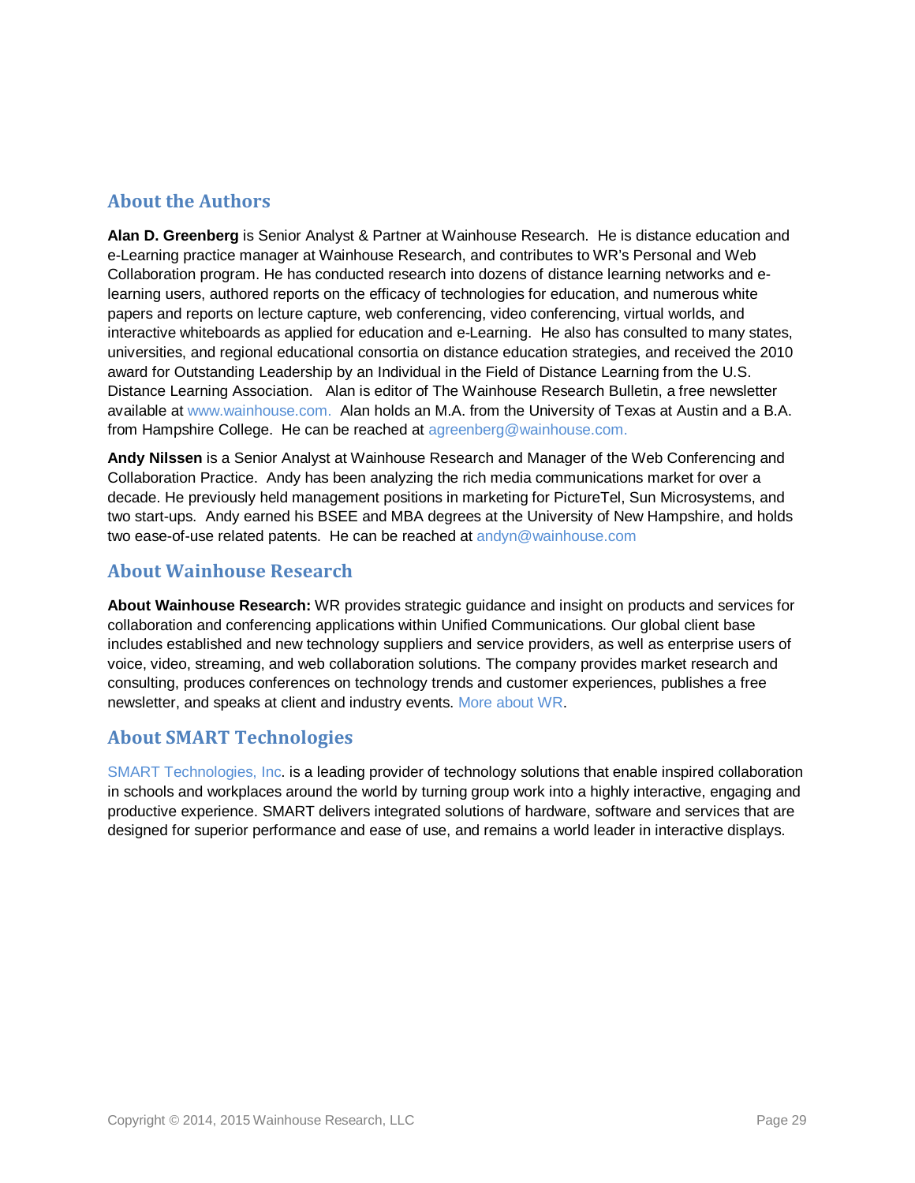## About the Authors

**Alan D. Greenberg** is Senior Analyst & Partner at Wainhouse Research. He is distance education and e-Learning practice manager at Wainhouse Research, and contributes to WR's Personal and Web Collaboration program. He has conducted research into dozens of distance learning networks and e-learning users, authored reports on the efficacy of technologies for education, and numerous white papers and reports on lecture capture, web conferencing, video conferencing, virtual worlds, and interactive whiteboards as applied for education and e-Learning. He also has consulted to many states, universities, and regional educational consortia on distance education strategies, and received the 2010 award for Outstanding Leadership by an Individual in the Field of Distance Learning from the U.S. Distance Learning Association. Alan is editor of The Wainhouse Research Bulletin, a free newsletter available at www.wainhouse.com. Alan holds an M.A. from the University of Texas at Austin and a B.A. from Hampshire College. He can be reached at agreenberg@wainhouse.com.

**Andy Nilssen** is a Senior Analyst at Wainhouse Research and Manager of the Web Conferencing and Collaboration Practice. Andy has been analyzing the rich media communications market for over a decade. He previously held management positions in marketing for PictureTel, Sun Microsystems, and two start-ups. Andy earned his BSEE and MBA degrees at the University of New Hampshire, and holds two ease-of-use related patents. He can be reached at andyn@wainhouse.com

## About Wainhouse Research

**About Wainhouse Research:** WR provides strategic guidance and insight on products and services for collaboration and conferencing applications within Unified Communications. Our global client base includes established and new technology suppliers and service providers, as well as enterprise users of voice, video, streaming, and web collaboration solutions. The company provides market research and consulting, produces conferences on technology trends and customer experiences, publishes a free newsletter, and speaks at client and industry events. More about WR.

## About SMART Technologies

SMART Technologies, Inc. is a leading provider of technology solutions that enable inspired collaboration in schools and workplaces around the world by turning group work into a highly interactive, engaging and productive experience. SMART delivers integrated solutions of hardware, software and services that are designed for superior performance and ease of use, and remains a world leader in interactive displays.